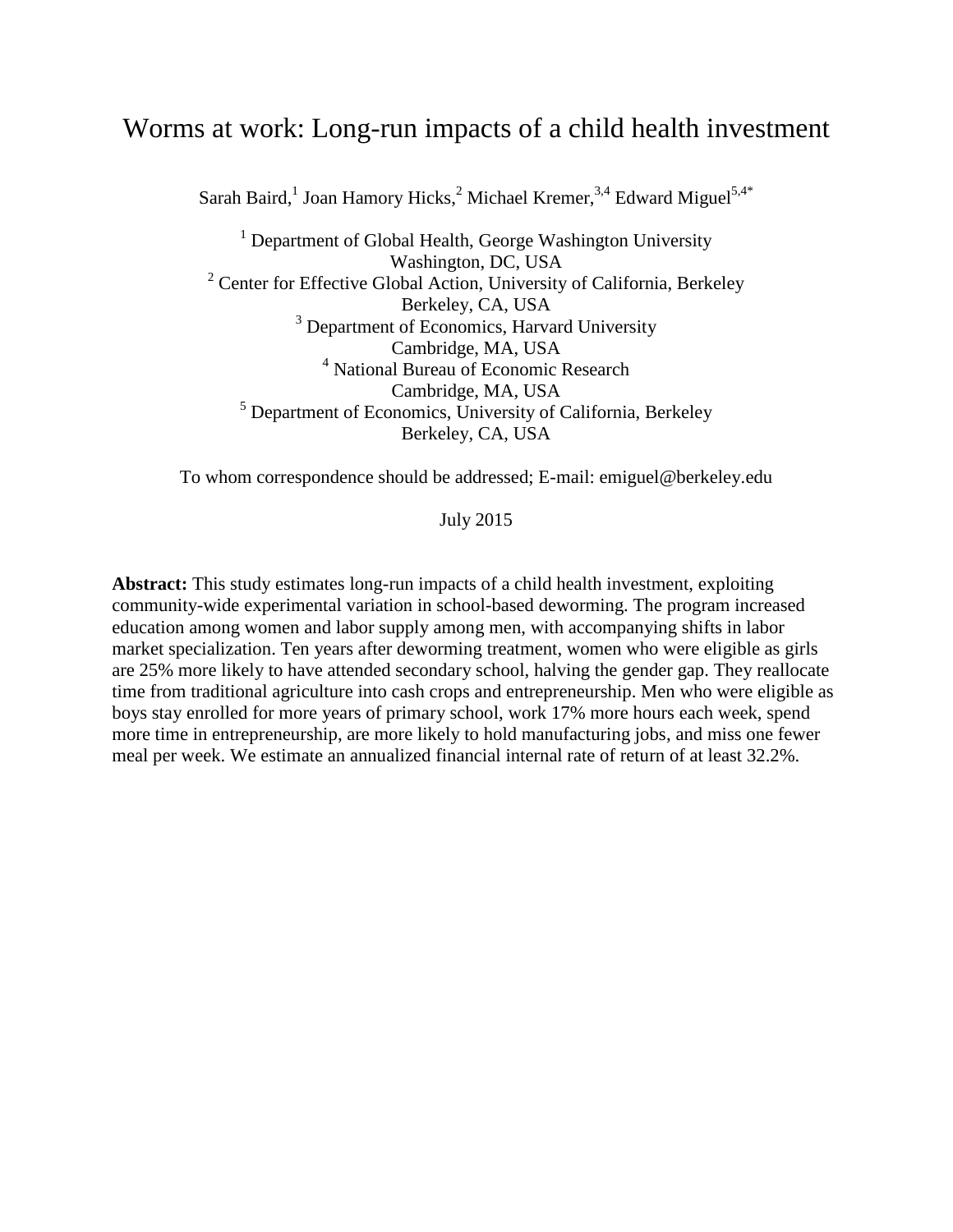# Worms at work: Long-run impacts of a child health investment

Sarah Baird,[1] Joan Hamory Hicks,[2] Michael Kremer,[3,4] Edward Miguel[5,4*]

[1] Department of Global Health, George Washington University
Washington, DC, USA
[2] Center for Effective Global Action, University of California, Berkeley
Berkeley, CA, USA
[3] Department of Economics, Harvard University
Cambridge, MA, USA
[4] National Bureau of Economic Research
Cambridge, MA, USA
[5] Department of Economics, University of California, Berkeley
Berkeley, CA, USA

To whom correspondence should be addressed; E-mail: emiguel@berkeley.edu

July 2015

**Abstract:** This study estimates long-run impacts of a child health investment, exploiting community-wide experimental variation in school-based deworming. The program increased education among women and labor supply among men, with accompanying shifts in labor market specialization. Ten years after deworming treatment, women who were eligible as girls are 25% more likely to have attended secondary school, halving the gender gap. They reallocate time from traditional agriculture into cash crops and entrepreneurship. Men who were eligible as boys stay enrolled for more years of primary school, work 17% more hours each week, spend more time in entrepreneurship, are more likely to hold manufacturing jobs, and miss one fewer meal per week. We estimate an annualized financial internal rate of return of at least 32.2%.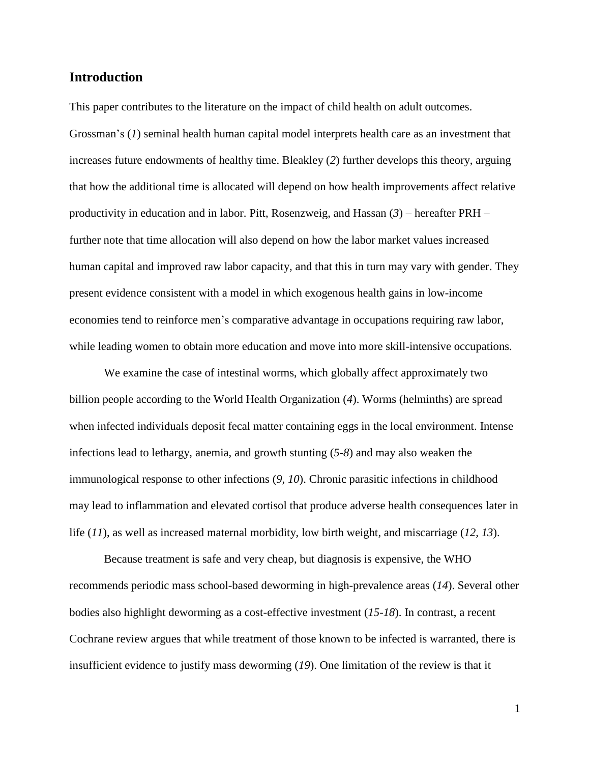## Introduction

This paper contributes to the literature on the impact of child health on adult outcomes. Grossman's (*1*) seminal health human capital model interprets health care as an investment that increases future endowments of healthy time. Bleakley (*2*) further develops this theory, arguing that how the additional time is allocated will depend on how health improvements affect relative productivity in education and in labor. Pitt, Rosenzweig, and Hassan (*3*) – hereafter PRH – further note that time allocation will also depend on how the labor market values increased human capital and improved raw labor capacity, and that this in turn may vary with gender. They present evidence consistent with a model in which exogenous health gains in low-income economies tend to reinforce men's comparative advantage in occupations requiring raw labor, while leading women to obtain more education and move into more skill-intensive occupations.

We examine the case of intestinal worms, which globally affect approximately two billion people according to the World Health Organization (*4*). Worms (helminths) are spread when infected individuals deposit fecal matter containing eggs in the local environment. Intense infections lead to lethargy, anemia, and growth stunting (*5-8*) and may also weaken the immunological response to other infections (*9, 10*). Chronic parasitic infections in childhood may lead to inflammation and elevated cortisol that produce adverse health consequences later in life (*11*), as well as increased maternal morbidity, low birth weight, and miscarriage (*12, 13*).

Because treatment is safe and very cheap, but diagnosis is expensive, the WHO recommends periodic mass school-based deworming in high-prevalence areas (*14*). Several other bodies also highlight deworming as a cost-effective investment (*15-18*). In contrast, a recent Cochrane review argues that while treatment of those known to be infected is warranted, there is insufficient evidence to justify mass deworming (*19*). One limitation of the review is that it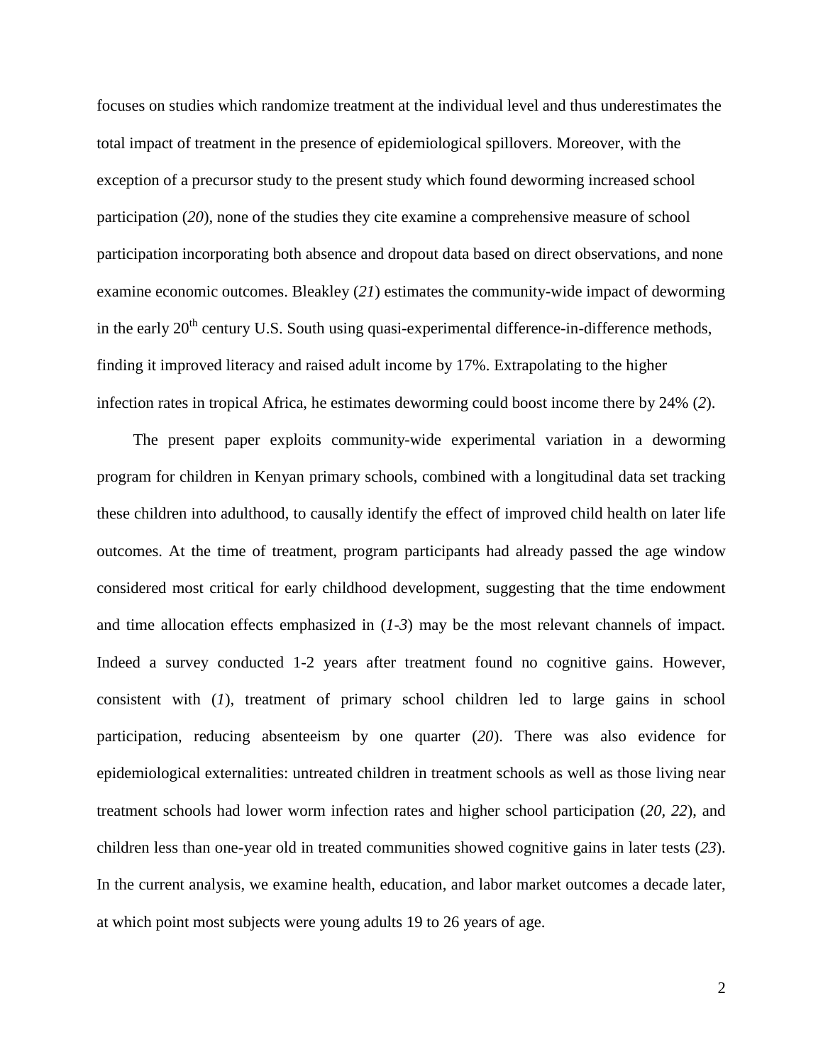focuses on studies which randomize treatment at the individual level and thus underestimates the total impact of treatment in the presence of epidemiological spillovers. Moreover, with the exception of a precursor study to the present study which found deworming increased school participation (*20*), none of the studies they cite examine a comprehensive measure of school participation incorporating both absence and dropout data based on direct observations, and none examine economic outcomes. Bleakley (*21*) estimates the community-wide impact of deworming in the early 20th century U.S. South using quasi-experimental difference-in-difference methods, finding it improved literacy and raised adult income by 17%. Extrapolating to the higher infection rates in tropical Africa, he estimates deworming could boost income there by 24% (*2*).

The present paper exploits community-wide experimental variation in a deworming program for children in Kenyan primary schools, combined with a longitudinal data set tracking these children into adulthood, to causally identify the effect of improved child health on later life outcomes. At the time of treatment, program participants had already passed the age window considered most critical for early childhood development, suggesting that the time endowment and time allocation effects emphasized in (*1-3*) may be the most relevant channels of impact. Indeed a survey conducted 1-2 years after treatment found no cognitive gains. However, consistent with (*1*), treatment of primary school children led to large gains in school participation, reducing absenteeism by one quarter (*20*). There was also evidence for epidemiological externalities: untreated children in treatment schools as well as those living near treatment schools had lower worm infection rates and higher school participation (*20, 22*), and children less than one-year old in treated communities showed cognitive gains in later tests (*23*). In the current analysis, we examine health, education, and labor market outcomes a decade later, at which point most subjects were young adults 19 to 26 years of age.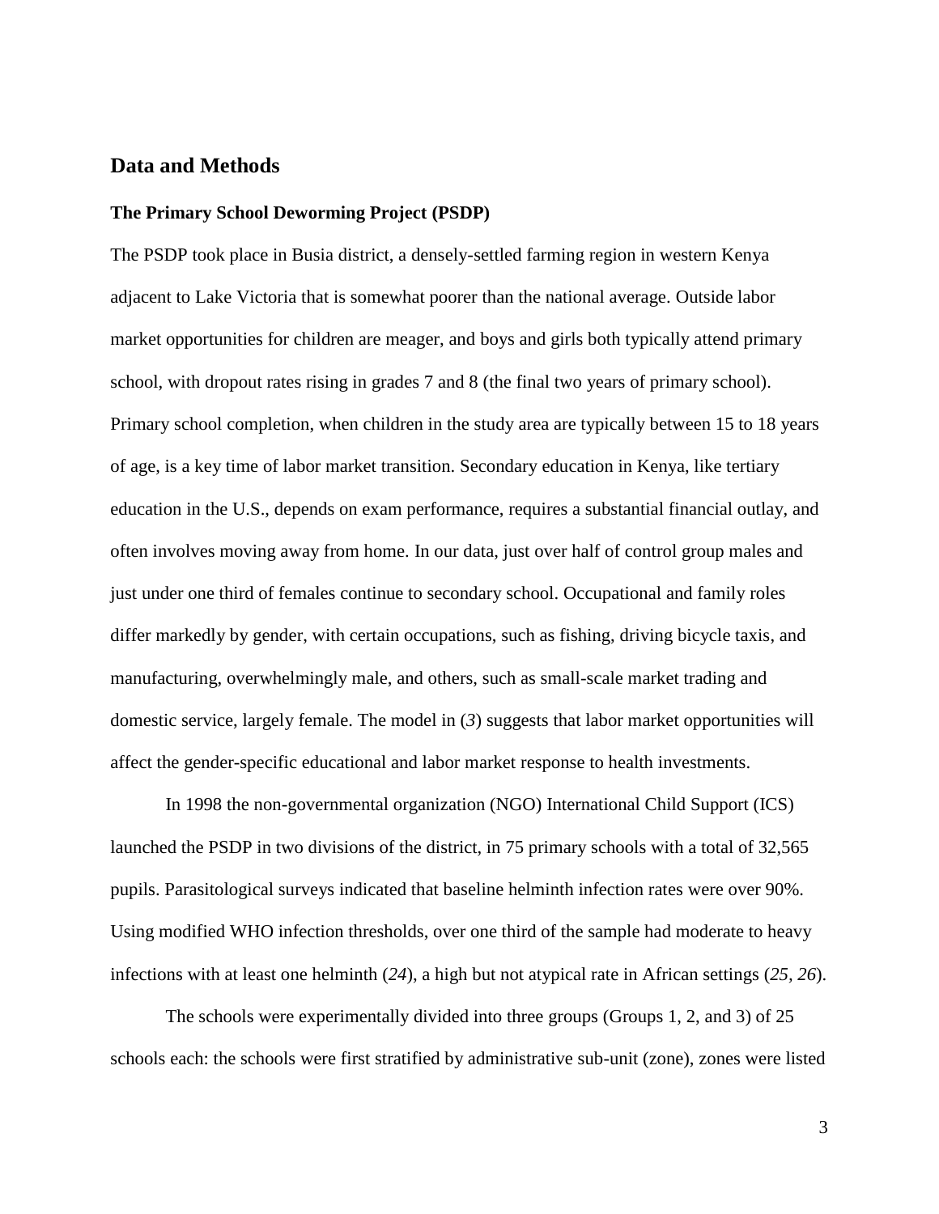## Data and Methods

### The Primary School Deworming Project (PSDP)

The PSDP took place in Busia district, a densely-settled farming region in western Kenya adjacent to Lake Victoria that is somewhat poorer than the national average. Outside labor market opportunities for children are meager, and boys and girls both typically attend primary school, with dropout rates rising in grades 7 and 8 (the final two years of primary school). Primary school completion, when children in the study area are typically between 15 to 18 years of age, is a key time of labor market transition. Secondary education in Kenya, like tertiary education in the U.S., depends on exam performance, requires a substantial financial outlay, and often involves moving away from home. In our data, just over half of control group males and just under one third of females continue to secondary school. Occupational and family roles differ markedly by gender, with certain occupations, such as fishing, driving bicycle taxis, and manufacturing, overwhelmingly male, and others, such as small-scale market trading and domestic service, largely female. The model in (*3*) suggests that labor market opportunities will affect the gender-specific educational and labor market response to health investments.

In 1998 the non-governmental organization (NGO) International Child Support (ICS) launched the PSDP in two divisions of the district, in 75 primary schools with a total of 32,565 pupils. Parasitological surveys indicated that baseline helminth infection rates were over 90%. Using modified WHO infection thresholds, over one third of the sample had moderate to heavy infections with at least one helminth (*24*), a high but not atypical rate in African settings (*25*, *26*).

The schools were experimentally divided into three groups (Groups 1, 2, and 3) of 25 schools each: the schools were first stratified by administrative sub-unit (zone), zones were listed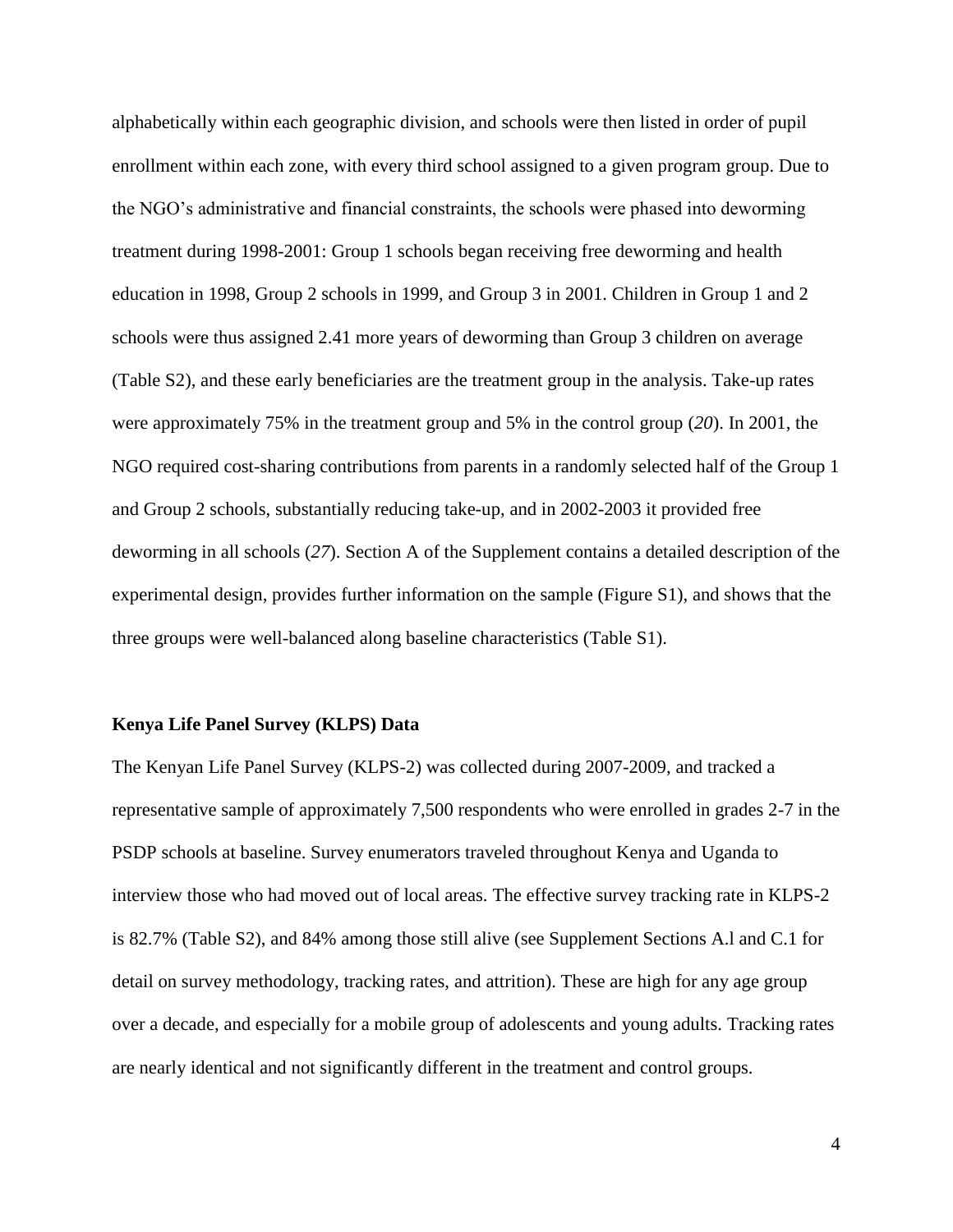alphabetically within each geographic division, and schools were then listed in order of pupil enrollment within each zone, with every third school assigned to a given program group. Due to the NGO's administrative and financial constraints, the schools were phased into deworming treatment during 1998-2001: Group 1 schools began receiving free deworming and health education in 1998, Group 2 schools in 1999, and Group 3 in 2001. Children in Group 1 and 2 schools were thus assigned 2.41 more years of deworming than Group 3 children on average (Table S2), and these early beneficiaries are the treatment group in the analysis. Take-up rates were approximately 75% in the treatment group and 5% in the control group (*20*). In 2001, the NGO required cost-sharing contributions from parents in a randomly selected half of the Group 1 and Group 2 schools, substantially reducing take-up, and in 2002-2003 it provided free deworming in all schools (*27*). Section A of the Supplement contains a detailed description of the experimental design, provides further information on the sample (Figure S1), and shows that the three groups were well-balanced along baseline characteristics (Table S1).

### Kenya Life Panel Survey (KLPS) Data

The Kenyan Life Panel Survey (KLPS-2) was collected during 2007-2009, and tracked a representative sample of approximately 7,500 respondents who were enrolled in grades 2-7 in the PSDP schools at baseline. Survey enumerators traveled throughout Kenya and Uganda to interview those who had moved out of local areas. The effective survey tracking rate in KLPS-2 is 82.7% (Table S2), and 84% among those still alive (see Supplement Sections A.l and C.1 for detail on survey methodology, tracking rates, and attrition). These are high for any age group over a decade, and especially for a mobile group of adolescents and young adults. Tracking rates are nearly identical and not significantly different in the treatment and control groups.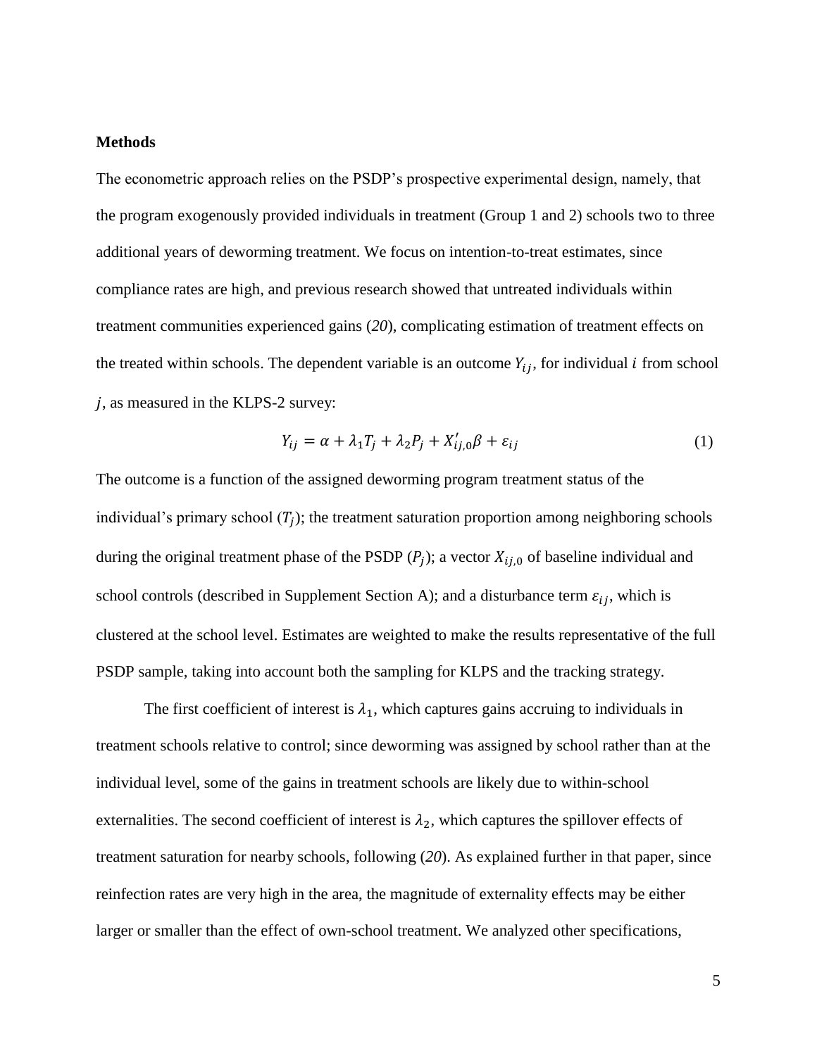## Methods

The econometric approach relies on the PSDP's prospective experimental design, namely, that the program exogenously provided individuals in treatment (Group 1 and 2) schools two to three additional years of deworming treatment. We focus on intention-to-treat estimates, since compliance rates are high, and previous research showed that untreated individuals within treatment communities experienced gains (*20*), complicating estimation of treatment effects on the treated within schools. The dependent variable is an outcome $Y_{ij}$, for individual $i$ from school $j$, as measured in the KLPS-2 survey:

$$Y_{ij} = \alpha + \lambda_1 T_j + \lambda_2 P_j + X'_{ij,0}\beta + \varepsilon_{ij} \tag{1}$$

The outcome is a function of the assigned deworming program treatment status of the individual's primary school ($T_j$); the treatment saturation proportion among neighboring schools during the original treatment phase of the PSDP ($P_j$); a vector $X_{ij,0}$ of baseline individual and school controls (described in Supplement Section A); and a disturbance term $\varepsilon_{ij}$, which is clustered at the school level. Estimates are weighted to make the results representative of the full PSDP sample, taking into account both the sampling for KLPS and the tracking strategy.

The first coefficient of interest is $\lambda_1$, which captures gains accruing to individuals in treatment schools relative to control; since deworming was assigned by school rather than at the individual level, some of the gains in treatment schools are likely due to within-school externalities. The second coefficient of interest is $\lambda_2$, which captures the spillover effects of treatment saturation for nearby schools, following (*20*). As explained further in that paper, since reinfection rates are very high in the area, the magnitude of externality effects may be either larger or smaller than the effect of own-school treatment. We analyzed other specifications,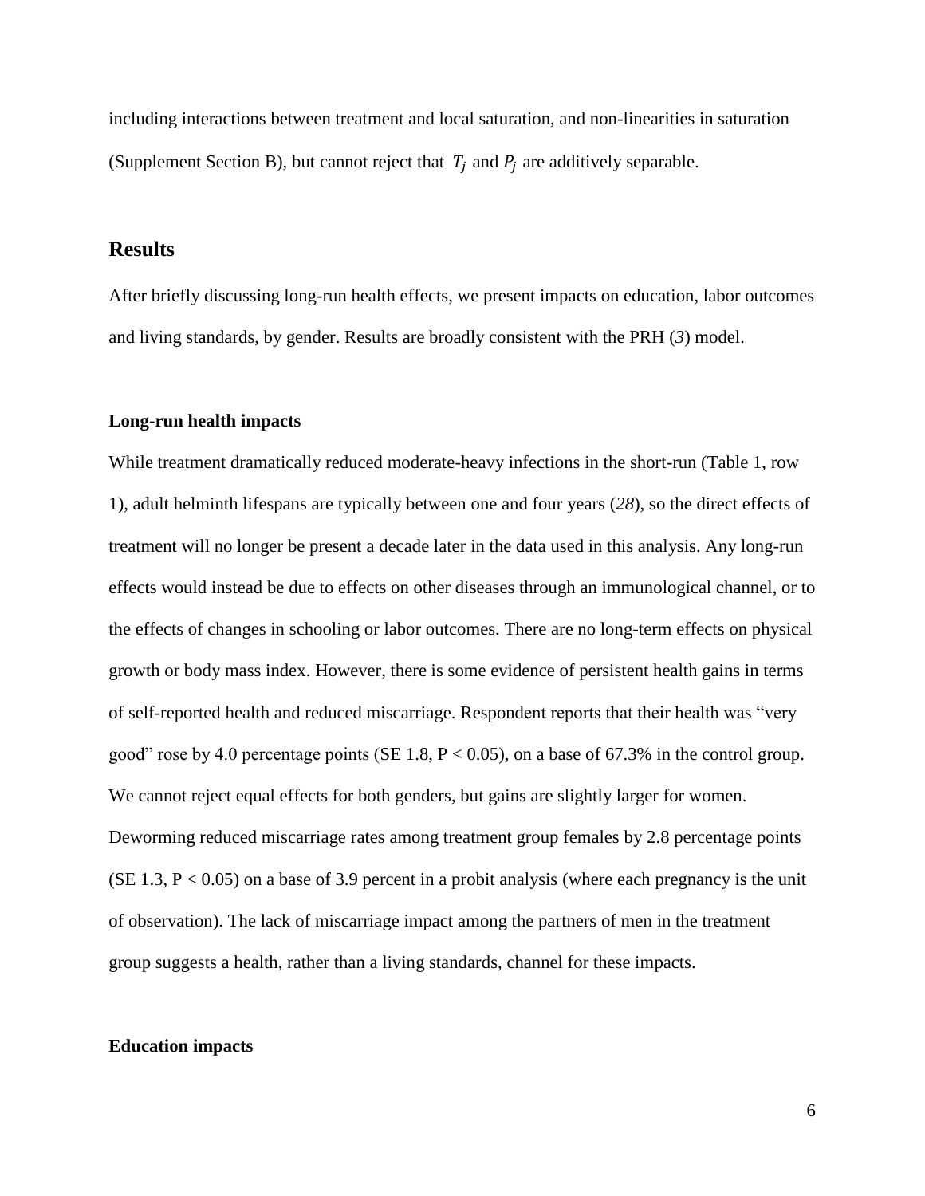including interactions between treatment and local saturation, and non-linearities in saturation (Supplement Section B), but cannot reject that $T_j$ and $P_j$ are additively separable.

## Results

After briefly discussing long-run health effects, we present impacts on education, labor outcomes and living standards, by gender. Results are broadly consistent with the PRH (*3*) model.

### Long-run health impacts

While treatment dramatically reduced moderate-heavy infections in the short-run (Table 1, row 1), adult helminth lifespans are typically between one and four years (*28*), so the direct effects of treatment will no longer be present a decade later in the data used in this analysis. Any long-run effects would instead be due to effects on other diseases through an immunological channel, or to the effects of changes in schooling or labor outcomes. There are no long-term effects on physical growth or body mass index. However, there is some evidence of persistent health gains in terms of self-reported health and reduced miscarriage. Respondent reports that their health was "very good" rose by 4.0 percentage points (SE 1.8, $P < 0.05$), on a base of 67.3% in the control group. We cannot reject equal effects for both genders, but gains are slightly larger for women. Deworming reduced miscarriage rates among treatment group females by 2.8 percentage points (SE 1.3, $P < 0.05$) on a base of 3.9 percent in a probit analysis (where each pregnancy is the unit of observation). The lack of miscarriage impact among the partners of men in the treatment group suggests a health, rather than a living standards, channel for these impacts.

### Education impacts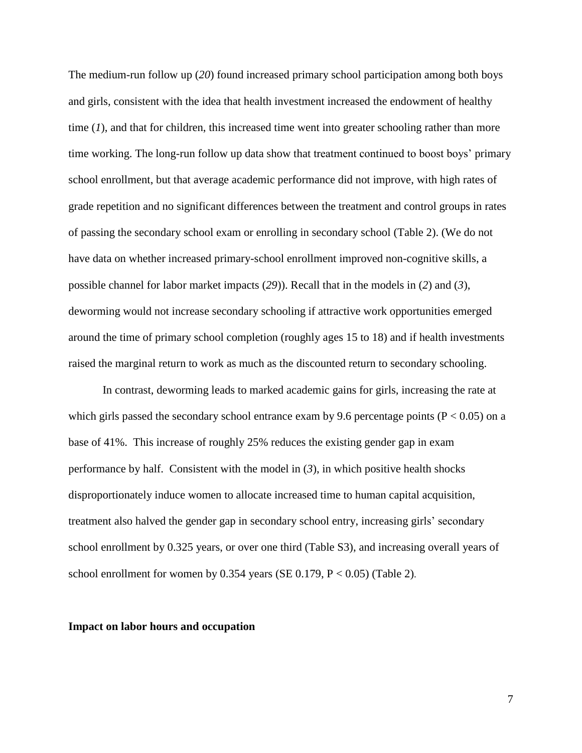The medium-run follow up (*20*) found increased primary school participation among both boys and girls, consistent with the idea that health investment increased the endowment of healthy time (*1*), and that for children, this increased time went into greater schooling rather than more time working. The long-run follow up data show that treatment continued to boost boys' primary school enrollment, but that average academic performance did not improve, with high rates of grade repetition and no significant differences between the treatment and control groups in rates of passing the secondary school exam or enrolling in secondary school (Table 2). (We do not have data on whether increased primary-school enrollment improved non-cognitive skills, a possible channel for labor market impacts (*29*)). Recall that in the models in (*2*) and (*3*), deworming would not increase secondary schooling if attractive work opportunities emerged around the time of primary school completion (roughly ages 15 to 18) and if health investments raised the marginal return to work as much as the discounted return to secondary schooling.

In contrast, deworming leads to marked academic gains for girls, increasing the rate at which girls passed the secondary school entrance exam by 9.6 percentage points ($P < 0.05$) on a base of 41%. This increase of roughly 25% reduces the existing gender gap in exam performance by half. Consistent with the model in (*3*), in which positive health shocks disproportionately induce women to allocate increased time to human capital acquisition, treatment also halved the gender gap in secondary school entry, increasing girls' secondary school enrollment by 0.325 years, or over one third (Table S3), and increasing overall years of school enrollment for women by 0.354 years (SE 0.179, $P < 0.05$) (Table 2).

**Impact on labor hours and occupation**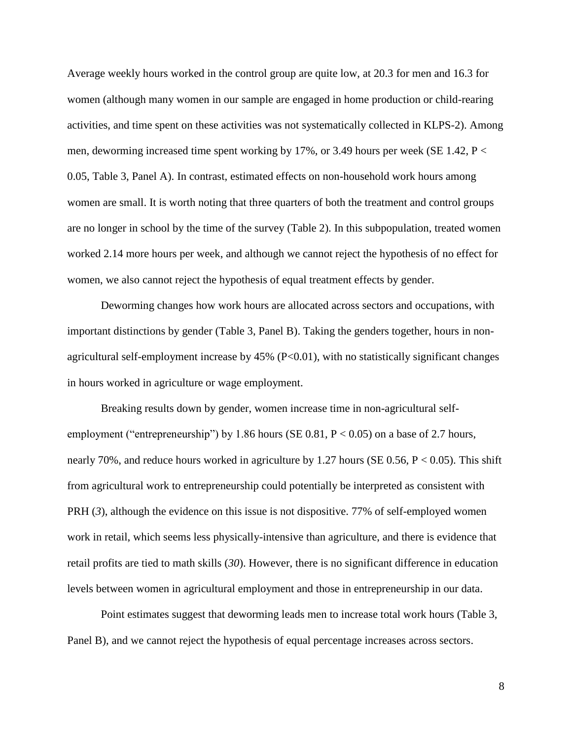Average weekly hours worked in the control group are quite low, at 20.3 for men and 16.3 for women (although many women in our sample are engaged in home production or child-rearing activities, and time spent on these activities was not systematically collected in KLPS-2). Among men, deworming increased time spent working by 17%, or 3.49 hours per week (SE 1.42, $P < 0.05$, Table 3, Panel A). In contrast, estimated effects on non-household work hours among women are small. It is worth noting that three quarters of both the treatment and control groups are no longer in school by the time of the survey (Table 2). In this subpopulation, treated women worked 2.14 more hours per week, and although we cannot reject the hypothesis of no effect for women, we also cannot reject the hypothesis of equal treatment effects by gender.

Deworming changes how work hours are allocated across sectors and occupations, with important distinctions by gender (Table 3, Panel B). Taking the genders together, hours in non-agricultural self-employment increase by 45% ($P<0.01$), with no statistically significant changes in hours worked in agriculture or wage employment.

Breaking results down by gender, women increase time in non-agricultural self-employment ("entrepreneurship") by 1.86 hours (SE 0.81, $P < 0.05$) on a base of 2.7 hours, nearly 70%, and reduce hours worked in agriculture by 1.27 hours (SE 0.56, $P < 0.05$). This shift from agricultural work to entrepreneurship could potentially be interpreted as consistent with PRH (*3*), although the evidence on this issue is not dispositive. 77% of self-employed women work in retail, which seems less physically-intensive than agriculture, and there is evidence that retail profits are tied to math skills (*30*). However, there is no significant difference in education levels between women in agricultural employment and those in entrepreneurship in our data.

Point estimates suggest that deworming leads men to increase total work hours (Table 3, Panel B), and we cannot reject the hypothesis of equal percentage increases across sectors.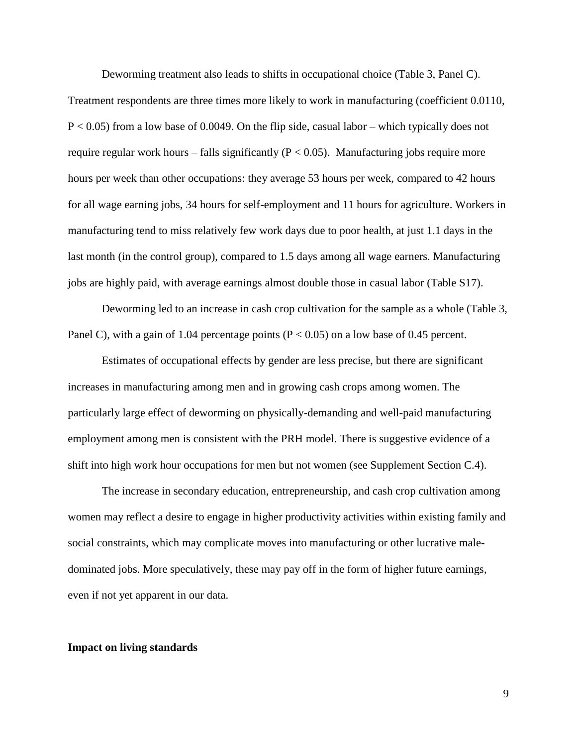Deworming treatment also leads to shifts in occupational choice (Table 3, Panel C). Treatment respondents are three times more likely to work in manufacturing (coefficient 0.0110, $P < 0.05$) from a low base of 0.0049. On the flip side, casual labor – which typically does not require regular work hours – falls significantly ($P < 0.05$). Manufacturing jobs require more hours per week than other occupations: they average 53 hours per week, compared to 42 hours for all wage earning jobs, 34 hours for self-employment and 11 hours for agriculture. Workers in manufacturing tend to miss relatively few work days due to poor health, at just 1.1 days in the last month (in the control group), compared to 1.5 days among all wage earners. Manufacturing jobs are highly paid, with average earnings almost double those in casual labor (Table S17).

Deworming led to an increase in cash crop cultivation for the sample as a whole (Table 3, Panel C), with a gain of 1.04 percentage points ($P < 0.05$) on a low base of 0.45 percent.

Estimates of occupational effects by gender are less precise, but there are significant increases in manufacturing among men and in growing cash crops among women. The particularly large effect of deworming on physically-demanding and well-paid manufacturing employment among men is consistent with the PRH model. There is suggestive evidence of a shift into high work hour occupations for men but not women (see Supplement Section C.4).

The increase in secondary education, entrepreneurship, and cash crop cultivation among women may reflect a desire to engage in higher productivity activities within existing family and social constraints, which may complicate moves into manufacturing or other lucrative male-dominated jobs. More speculatively, these may pay off in the form of higher future earnings, even if not yet apparent in our data.

**Impact on living standards**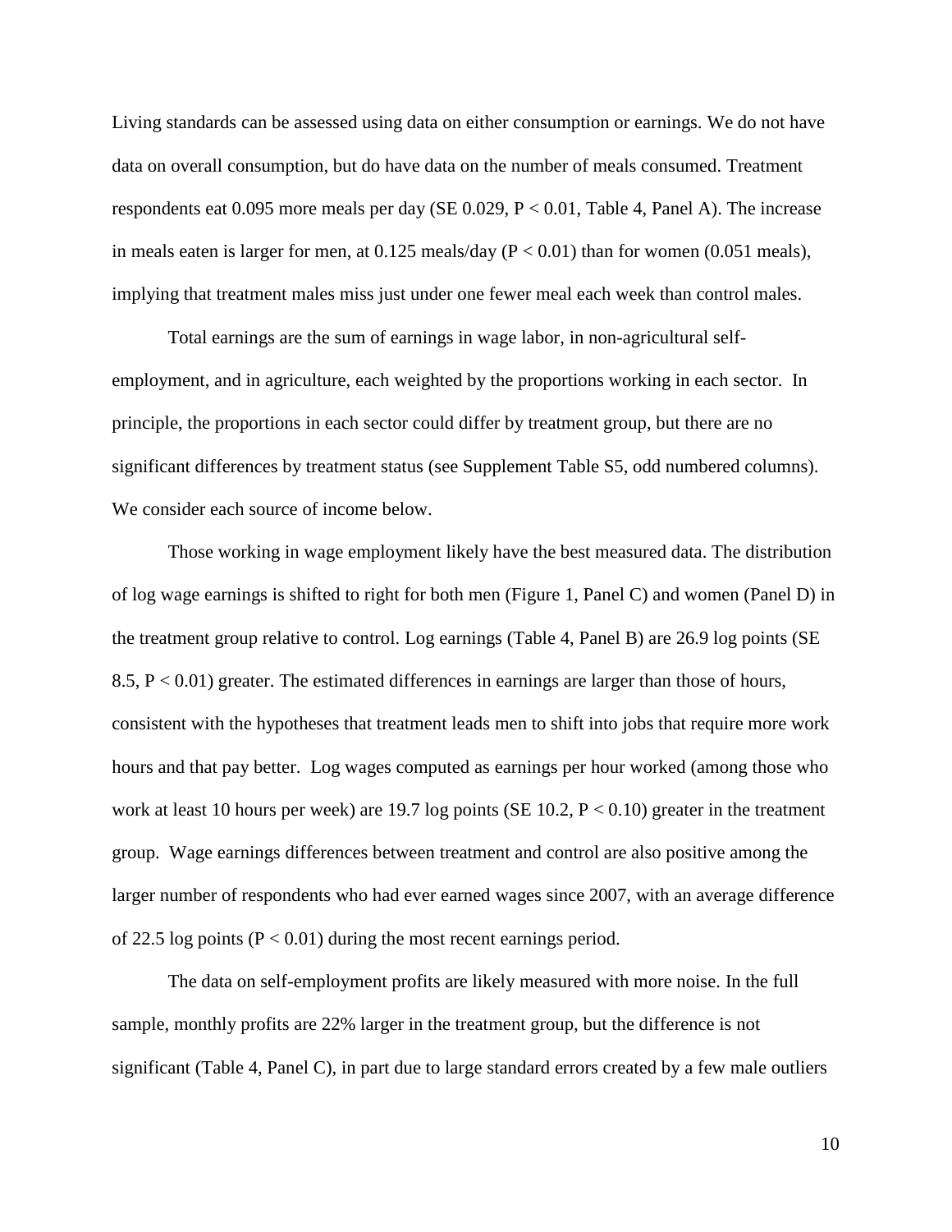Living standards can be assessed using data on either consumption or earnings. We do not have data on overall consumption, but do have data on the number of meals consumed. Treatment respondents eat 0.095 more meals per day (SE 0.029, $P < 0.01$, Table 4, Panel A). The increase in meals eaten is larger for men, at 0.125 meals/day ($P < 0.01$) than for women (0.051 meals), implying that treatment males miss just under one fewer meal each week than control males.

Total earnings are the sum of earnings in wage labor, in non-agricultural self-employment, and in agriculture, each weighted by the proportions working in each sector. In principle, the proportions in each sector could differ by treatment group, but there are no significant differences by treatment status (see Supplement Table S5, odd numbered columns). We consider each source of income below.

Those working in wage employment likely have the best measured data. The distribution of log wage earnings is shifted to right for both men (Figure 1, Panel C) and women (Panel D) in the treatment group relative to control. Log earnings (Table 4, Panel B) are 26.9 log points (SE 8.5, $P < 0.01$) greater. The estimated differences in earnings are larger than those of hours, consistent with the hypotheses that treatment leads men to shift into jobs that require more work hours and that pay better. Log wages computed as earnings per hour worked (among those who work at least 10 hours per week) are 19.7 log points (SE 10.2, $P < 0.10$) greater in the treatment group. Wage earnings differences between treatment and control are also positive among the larger number of respondents who had ever earned wages since 2007, with an average difference of 22.5 log points ($P < 0.01$) during the most recent earnings period.

The data on self-employment profits are likely measured with more noise. In the full sample, monthly profits are 22% larger in the treatment group, but the difference is not significant (Table 4, Panel C), in part due to large standard errors created by a few male outliers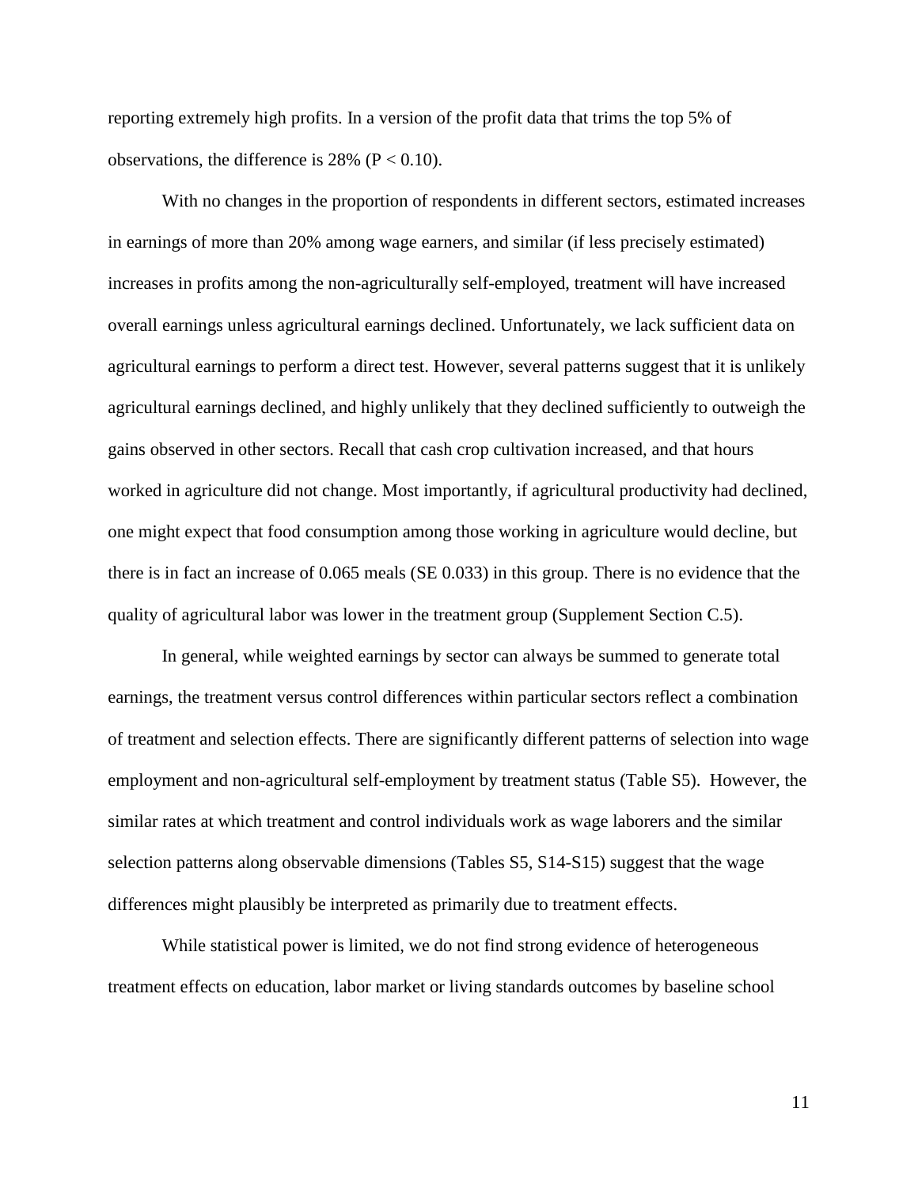reporting extremely high profits. In a version of the profit data that trims the top 5% of observations, the difference is 28% ($P < 0.10$).

With no changes in the proportion of respondents in different sectors, estimated increases in earnings of more than 20% among wage earners, and similar (if less precisely estimated) increases in profits among the non-agriculturally self-employed, treatment will have increased overall earnings unless agricultural earnings declined. Unfortunately, we lack sufficient data on agricultural earnings to perform a direct test. However, several patterns suggest that it is unlikely agricultural earnings declined, and highly unlikely that they declined sufficiently to outweigh the gains observed in other sectors. Recall that cash crop cultivation increased, and that hours worked in agriculture did not change. Most importantly, if agricultural productivity had declined, one might expect that food consumption among those working in agriculture would decline, but there is in fact an increase of 0.065 meals (SE 0.033) in this group. There is no evidence that the quality of agricultural labor was lower in the treatment group (Supplement Section C.5).

In general, while weighted earnings by sector can always be summed to generate total earnings, the treatment versus control differences within particular sectors reflect a combination of treatment and selection effects. There are significantly different patterns of selection into wage employment and non-agricultural self-employment by treatment status (Table S5). However, the similar rates at which treatment and control individuals work as wage laborers and the similar selection patterns along observable dimensions (Tables S5, S14-S15) suggest that the wage differences might plausibly be interpreted as primarily due to treatment effects.

While statistical power is limited, we do not find strong evidence of heterogeneous treatment effects on education, labor market or living standards outcomes by baseline school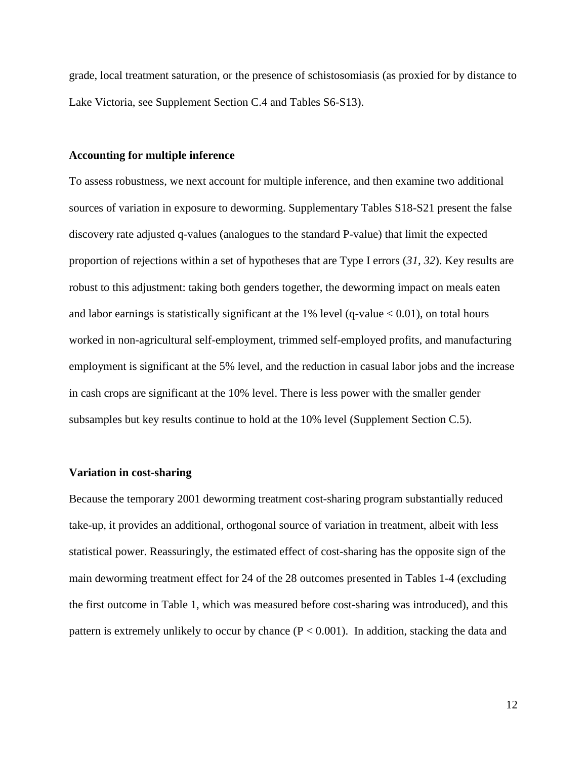grade, local treatment saturation, or the presence of schistosomiasis (as proxied for by distance to Lake Victoria, see Supplement Section C.4 and Tables S6-S13).

### Accounting for multiple inference

To assess robustness, we next account for multiple inference, and then examine two additional sources of variation in exposure to deworming. Supplementary Tables S18-S21 present the false discovery rate adjusted q-values (analogues to the standard P-value) that limit the expected proportion of rejections within a set of hypotheses that are Type I errors (*31, 32*). Key results are robust to this adjustment: taking both genders together, the deworming impact on meals eaten and labor earnings is statistically significant at the 1% level (q-value < 0.01), on total hours worked in non-agricultural self-employment, trimmed self-employed profits, and manufacturing employment is significant at the 5% level, and the reduction in casual labor jobs and the increase in cash crops are significant at the 10% level. There is less power with the smaller gender subsamples but key results continue to hold at the 10% level (Supplement Section C.5).

### Variation in cost-sharing

Because the temporary 2001 deworming treatment cost-sharing program substantially reduced take-up, it provides an additional, orthogonal source of variation in treatment, albeit with less statistical power. Reassuringly, the estimated effect of cost-sharing has the opposite sign of the main deworming treatment effect for 24 of the 28 outcomes presented in Tables 1-4 (excluding the first outcome in Table 1, which was measured before cost-sharing was introduced), and this pattern is extremely unlikely to occur by chance ($P < 0.001$). In addition, stacking the data and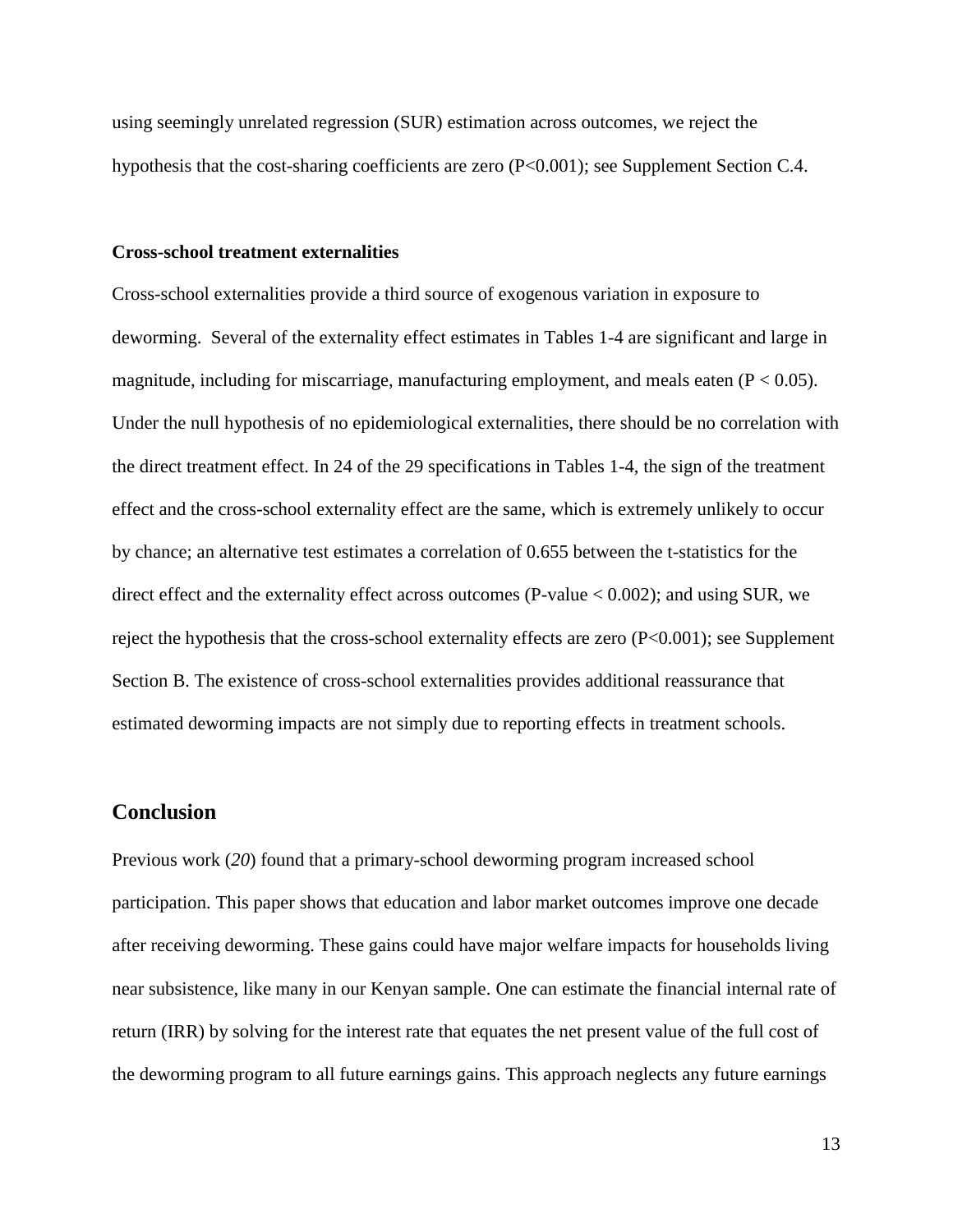using seemingly unrelated regression (SUR) estimation across outcomes, we reject the hypothesis that the cost-sharing coefficients are zero ($P<0.001$); see Supplement Section C.4.

**Cross-school treatment externalities**

Cross-school externalities provide a third source of exogenous variation in exposure to deworming. Several of the externality effect estimates in Tables 1-4 are significant and large in magnitude, including for miscarriage, manufacturing employment, and meals eaten ($P < 0.05$). Under the null hypothesis of no epidemiological externalities, there should be no correlation with the direct treatment effect. In 24 of the 29 specifications in Tables 1-4, the sign of the treatment effect and the cross-school externality effect are the same, which is extremely unlikely to occur by chance; an alternative test estimates a correlation of 0.655 between the t-statistics for the direct effect and the externality effect across outcomes (P-value $< 0.002$); and using SUR, we reject the hypothesis that the cross-school externality effects are zero ($P<0.001$); see Supplement Section B. The existence of cross-school externalities provides additional reassurance that estimated deworming impacts are not simply due to reporting effects in treatment schools.

## Conclusion

Previous work (*20*) found that a primary-school deworming program increased school participation. This paper shows that education and labor market outcomes improve one decade after receiving deworming. These gains could have major welfare impacts for households living near subsistence, like many in our Kenyan sample. One can estimate the financial internal rate of return (IRR) by solving for the interest rate that equates the net present value of the full cost of the deworming program to all future earnings gains. This approach neglects any future earnings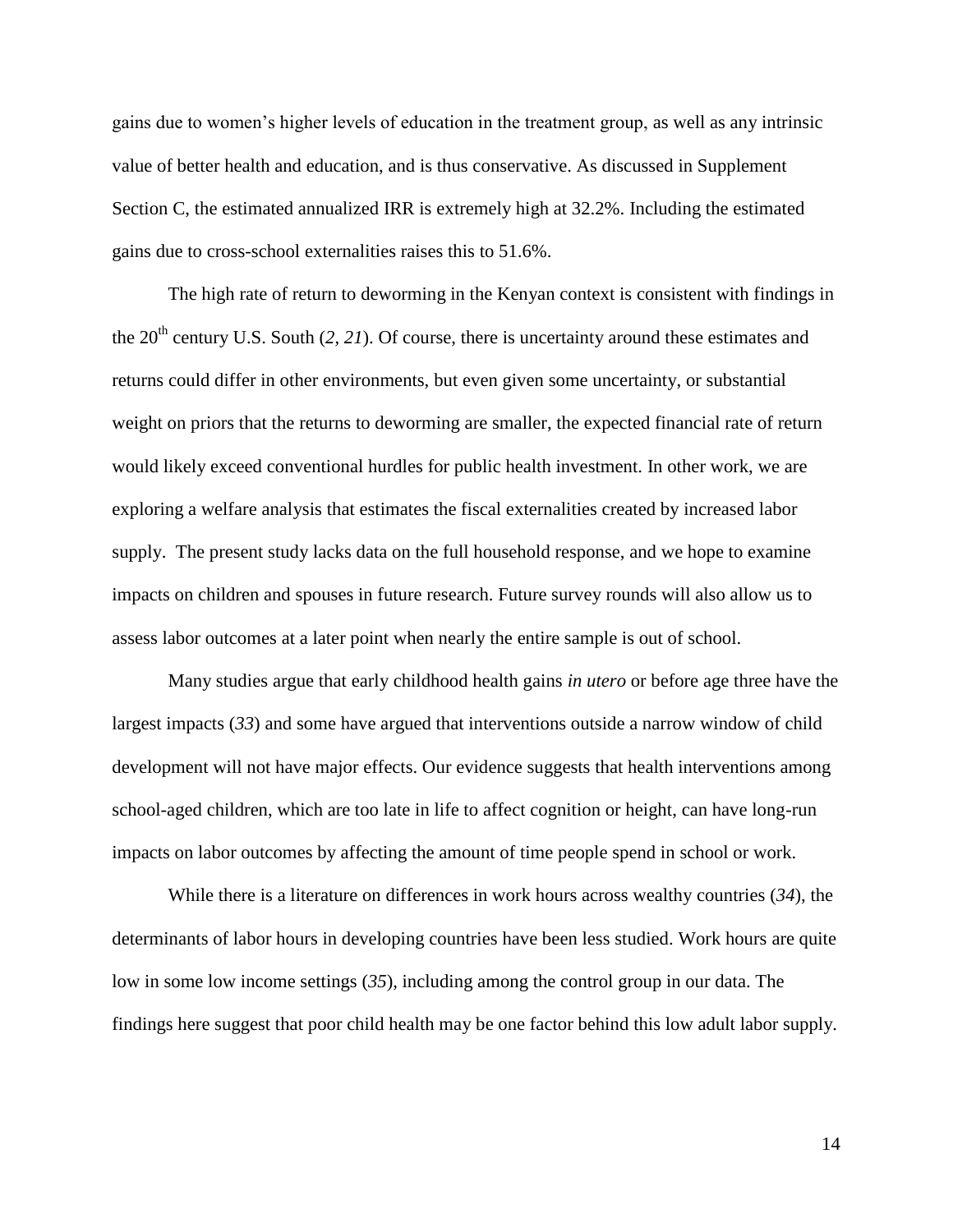gains due to women's higher levels of education in the treatment group, as well as any intrinsic value of better health and education, and is thus conservative. As discussed in Supplement Section C, the estimated annualized IRR is extremely high at 32.2%. Including the estimated gains due to cross-school externalities raises this to 51.6%.

The high rate of return to deworming in the Kenyan context is consistent with findings in the 20th century U.S. South (*2, 21*). Of course, there is uncertainty around these estimates and returns could differ in other environments, but even given some uncertainty, or substantial weight on priors that the returns to deworming are smaller, the expected financial rate of return would likely exceed conventional hurdles for public health investment. In other work, we are exploring a welfare analysis that estimates the fiscal externalities created by increased labor supply. The present study lacks data on the full household response, and we hope to examine impacts on children and spouses in future research. Future survey rounds will also allow us to assess labor outcomes at a later point when nearly the entire sample is out of school.

Many studies argue that early childhood health gains *in utero* or before age three have the largest impacts (*33*) and some have argued that interventions outside a narrow window of child development will not have major effects. Our evidence suggests that health interventions among school-aged children, which are too late in life to affect cognition or height, can have long-run impacts on labor outcomes by affecting the amount of time people spend in school or work.

While there is a literature on differences in work hours across wealthy countries (*34*), the determinants of labor hours in developing countries have been less studied. Work hours are quite low in some low income settings (*35*), including among the control group in our data. The findings here suggest that poor child health may be one factor behind this low adult labor supply.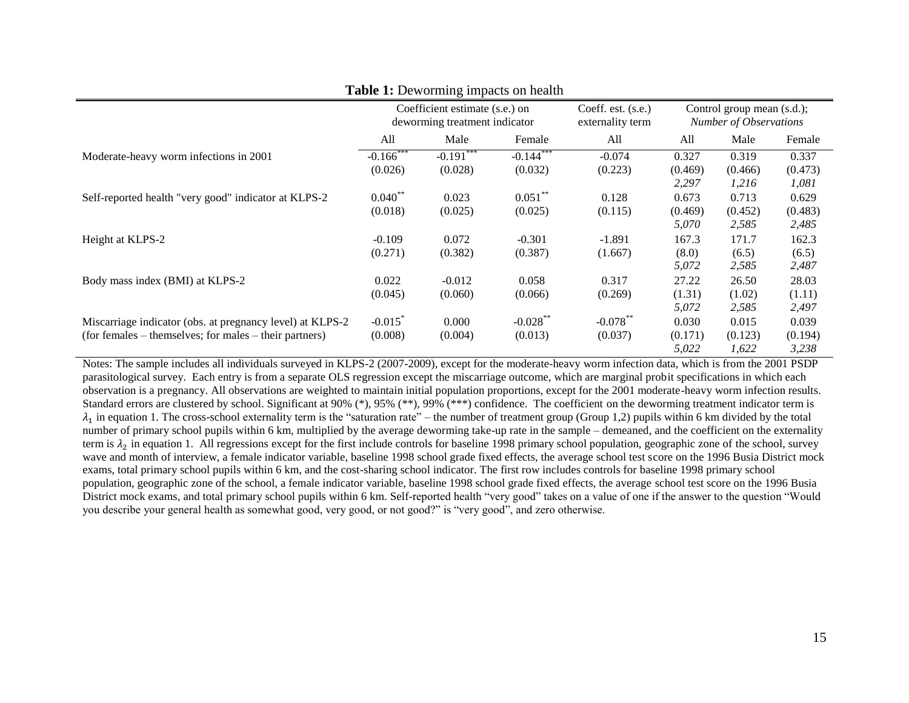**Table 1:** Deworming impacts on health

| | Coefficient estimate (s.e.) on deworming treatment indicator | | | Coeff. est. (s.e.) externality term | Control group mean (s.d.); *Number of Observations* | | |
|---|---|---|---|---|---|---|---|
| | All | Male | Female | All | All | Male | Female |
| Moderate-heavy worm infections in 2001 | -0.166*** | -0.191*** | -0.144*** | -0.074 | 0.327 | 0.319 | 0.337 |
| | (0.026) | (0.028) | (0.032) | (0.223) | (0.469) | (0.466) | (0.473) |
| | | | | | *2,297* | *1,216* | *1,081* |
| Self-reported health "very good" indicator at KLPS-2 | 0.040** | 0.023 | 0.051** | 0.128 | 0.673 | 0.713 | 0.629 |
| | (0.018) | (0.025) | (0.025) | (0.115) | (0.469) | (0.452) | (0.483) |
| | | | | | *5,070* | *2,585* | *2,485* |
| Height at KLPS-2 | -0.109 | 0.072 | -0.301 | -1.891 | 167.3 | 171.7 | 162.3 |
| | (0.271) | (0.382) | (0.387) | (1.667) | (8.0) | (6.5) | (6.5) |
| | | | | | *5,072* | *2,585* | *2,487* |
| Body mass index (BMI) at KLPS-2 | 0.022 | -0.012 | 0.058 | 0.317 | 27.22 | 26.50 | 28.03 |
| | (0.045) | (0.060) | (0.066) | (0.269) | (1.31) | (1.02) | (1.11) |
| | | | | | *5,072* | *2,585* | *2,497* |
| Miscarriage indicator (obs. at pregnancy level) at KLPS-2 | -0.015* | 0.000 | -0.028** | -0.078** | 0.030 | 0.015 | 0.039 |
| (for females – themselves; for males – their partners) | (0.008) | (0.004) | (0.013) | (0.037) | (0.171) | (0.123) | (0.194) |
| | | | | | *5,022* | *1,622* | *3,238* |

Notes: The sample includes all individuals surveyed in KLPS-2 (2007-2009), except for the moderate-heavy worm infection data, which is from the 2001 PSDP parasitological survey. Each entry is from a separate OLS regression except the miscarriage outcome, which are marginal probit specifications in which each observation is a pregnancy. All observations are weighted to maintain initial population proportions, except for the 2001 moderate-heavy worm infection results. Standard errors are clustered by school. Significant at 90% (*), 95% (**), 99% (***) confidence. The coefficient on the deworming treatment indicator term is $\lambda_1$ in equation 1. The cross-school externality term is the "saturation rate" – the number of treatment group (Group 1,2) pupils within 6 km divided by the total number of primary school pupils within 6 km, multiplied by the average deworming take-up rate in the sample – demeaned, and the coefficient on the externality term is $\lambda_2$ in equation 1. All regressions except for the first include controls for baseline 1998 primary school population, geographic zone of the school, survey wave and month of interview, a female indicator variable, baseline 1998 school grade fixed effects, the average school test score on the 1996 Busia District mock exams, total primary school pupils within 6 km, and the cost-sharing school indicator. The first row includes controls for baseline 1998 primary school population, geographic zone of the school, a female indicator variable, baseline 1998 school grade fixed effects, the average school test score on the 1996 Busia District mock exams, and total primary school pupils within 6 km. Self-reported health "very good" takes on a value of one if the answer to the question "Would you describe your general health as somewhat good, very good, or not good?" is "very good", and zero otherwise.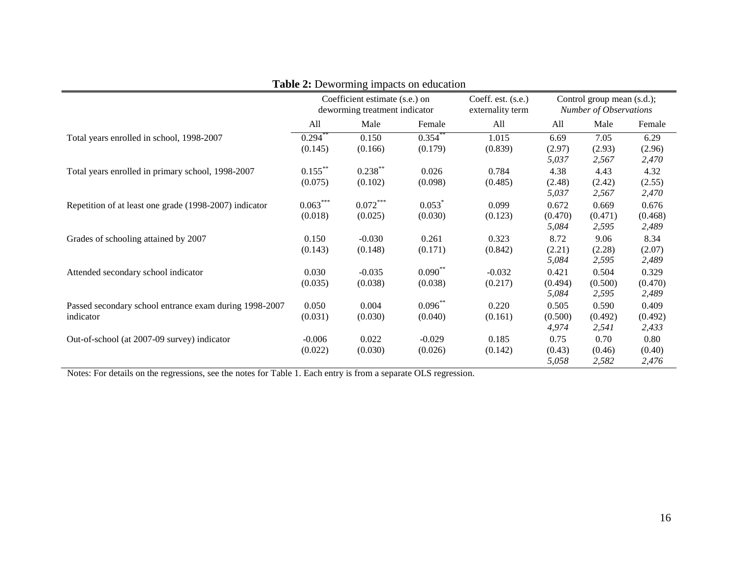**Table 2:** Deworming impacts on education

| | Coefficient estimate (s.e.) on deworming treatment indicator | | | Coeff. est. (s.e.) externality term | Control group mean (s.d.); *Number of Observations* | | |
|---|---|---|---|---|---|---|---|
| | All | Male | Female | All | All | Male | Female |
| Total years enrolled in school, 1998-2007 | 0.294** | 0.150 | 0.354** | 1.015 | 6.69 | 7.05 | 6.29 |
| | (0.145) | (0.166) | (0.179) | (0.839) | (2.97) | (2.93) | (2.96) |
| | | | | | *5,037* | *2,567* | *2,470* |
| Total years enrolled in primary school, 1998-2007 | 0.155** | 0.238** | 0.026 | 0.784 | 4.38 | 4.43 | 4.32 |
| | (0.075) | (0.102) | (0.098) | (0.485) | (2.48) | (2.42) | (2.55) |
| | | | | | *5,037* | *2,567* | *2,470* |
| Repetition of at least one grade (1998-2007) indicator | 0.063*** | 0.072*** | 0.053* | 0.099 | 0.672 | 0.669 | 0.676 |
| | (0.018) | (0.025) | (0.030) | (0.123) | (0.470) | (0.471) | (0.468) |
| | | | | | *5,084* | *2,595* | *2,489* |
| Grades of schooling attained by 2007 | 0.150 | -0.030 | 0.261 | 0.323 | 8.72 | 9.06 | 8.34 |
| | (0.143) | (0.148) | (0.171) | (0.842) | (2.21) | (2.28) | (2.07) |
| | | | | | *5,084* | *2,595* | *2,489* |
| Attended secondary school indicator | 0.030 | -0.035 | 0.090** | -0.032 | 0.421 | 0.504 | 0.329 |
| | (0.035) | (0.038) | (0.038) | (0.217) | (0.494) | (0.500) | (0.470) |
| | | | | | *5,084* | *2,595* | *2,489* |
| Passed secondary school entrance exam during 1998-2007 indicator | 0.050 | 0.004 | 0.096** | 0.220 | 0.505 | 0.590 | 0.409 |
| | (0.031) | (0.030) | (0.040) | (0.161) | (0.500) | (0.492) | (0.492) |
| | | | | | *4,974* | *2,541* | *2,433* |
| Out-of-school (at 2007-09 survey) indicator | -0.006 | 0.022 | -0.029 | 0.185 | 0.75 | 0.70 | 0.80 |
| | (0.022) | (0.030) | (0.026) | (0.142) | (0.43) | (0.46) | (0.40) |
| | | | | | *5,058* | *2,582* | *2,476* |

Notes: For details on the regressions, see the notes for Table 1. Each entry is from a separate OLS regression.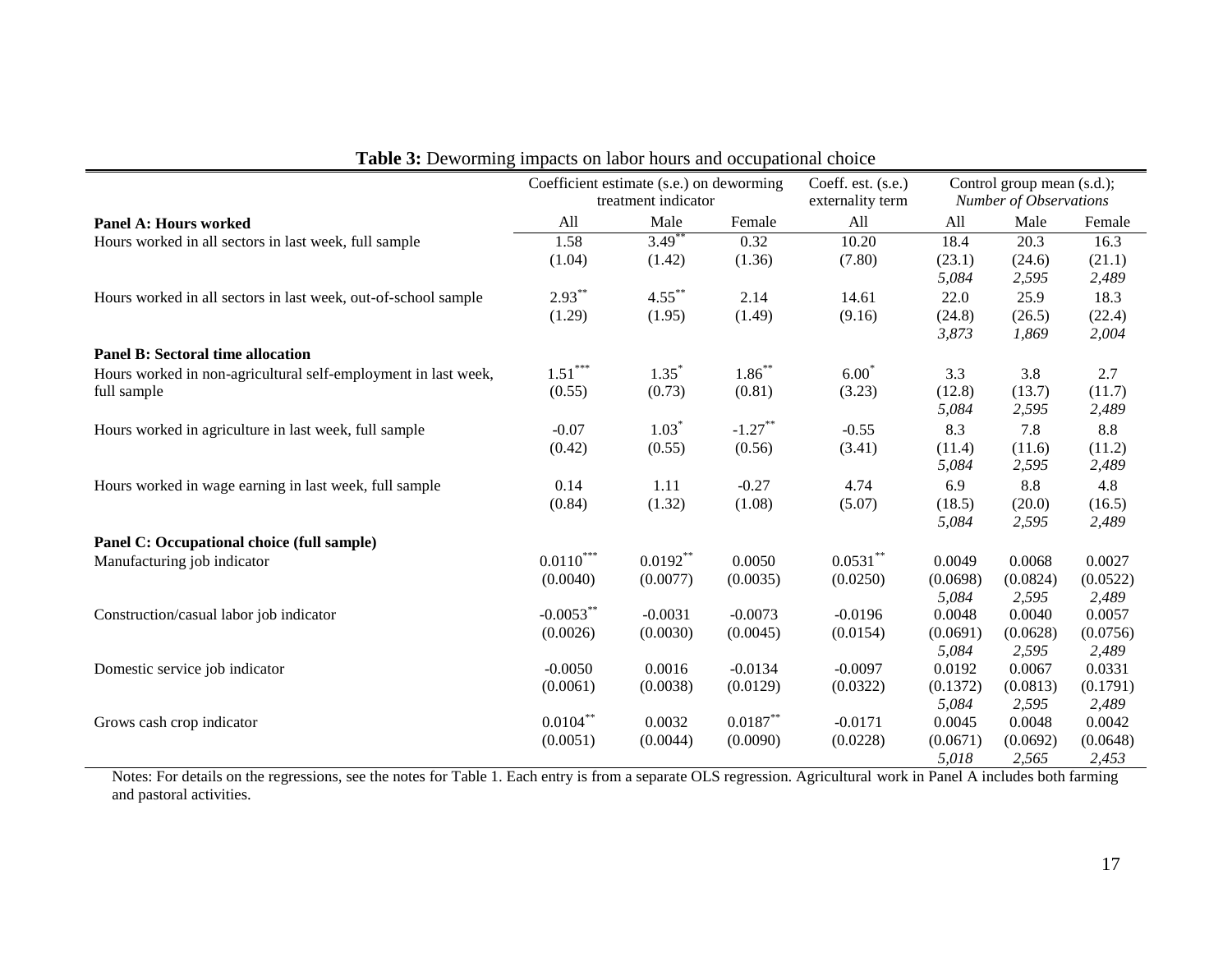**Table 3:** Deworming impacts on labor hours and occupational choice

| | Coefficient estimate (s.e.) on deworming treatment indicator | | | Coeff. est. (s.e.) externality term | Control group mean (s.d.); *Number of Observations* | | |
|---|---|---|---|---|---|---|---|
| **Panel A: Hours worked** | All | Male | Female | All | All | Male | Female |
| Hours worked in all sectors in last week, full sample | 1.58 | 3.49** | 0.32 | 10.20 | 18.4 | 20.3 | 16.3 |
| | (1.04) | (1.42) | (1.36) | (7.80) | (23.1) | (24.6) | (21.1) |
| | | | | | *5,084* | *2,595* | *2,489* |
| Hours worked in all sectors in last week, out-of-school sample | 2.93** | 4.55** | 2.14 | 14.61 | 22.0 | 25.9 | 18.3 |
| | (1.29) | (1.95) | (1.49) | (9.16) | (24.8) | (26.5) | (22.4) |
| | | | | | *3,873* | *1,869* | *2,004* |
| **Panel B: Sectoral time allocation** | | | | | | | |
| Hours worked in non-agricultural self-employment in last week, full sample | 1.51*** | 1.35* | 1.86** | 6.00* | 3.3 | 3.8 | 2.7 |
| | (0.55) | (0.73) | (0.81) | (3.23) | (12.8) | (13.7) | (11.7) |
| | | | | | *5,084* | *2,595* | *2,489* |
| Hours worked in agriculture in last week, full sample | -0.07 | 1.03* | -1.27** | -0.55 | 8.3 | 7.8 | 8.8 |
| | (0.42) | (0.55) | (0.56) | (3.41) | (11.4) | (11.6) | (11.2) |
| | | | | | *5,084* | *2,595* | *2,489* |
| Hours worked in wage earning in last week, full sample | 0.14 | 1.11 | -0.27 | 4.74 | 6.9 | 8.8 | 4.8 |
| | (0.84) | (1.32) | (1.08) | (5.07) | (18.5) | (20.0) | (16.5) |
| | | | | | *5,084* | *2,595* | *2,489* |
| **Panel C: Occupational choice (full sample)** | | | | | | | |
| Manufacturing job indicator | 0.0110*** | 0.0192** | 0.0050 | 0.0531** | 0.0049 | 0.0068 | 0.0027 |
| | (0.0040) | (0.0077) | (0.0035) | (0.0250) | (0.0698) | (0.0824) | (0.0522) |
| | | | | | *5,084* | *2,595* | *2,489* |
| Construction/casual labor job indicator | -0.0053** | -0.0031 | -0.0073 | -0.0196 | 0.0048 | 0.0040 | 0.0057 |
| | (0.0026) | (0.0030) | (0.0045) | (0.0154) | (0.0691) | (0.0628) | (0.0756) |
| | | | | | *5,084* | *2,595* | *2,489* |
| Domestic service job indicator | -0.0050 | 0.0016 | -0.0134 | -0.0097 | 0.0192 | 0.0067 | 0.0331 |
| | (0.0061) | (0.0038) | (0.0129) | (0.0322) | (0.1372) | (0.0813) | (0.1791) |
| | | | | | *5,084* | *2,595* | *2,489* |
| Grows cash crop indicator | 0.0104** | 0.0032 | 0.0187** | -0.0171 | 0.0045 | 0.0048 | 0.0042 |
| | (0.0051) | (0.0044) | (0.0090) | (0.0228) | (0.0671) | (0.0692) | (0.0648) |
| | | | | | *5,018* | *2,565* | *2,453* |

Notes: For details on the regressions, see the notes for Table 1. Each entry is from a separate OLS regression. Agricultural work in Panel A includes both farming and pastoral activities.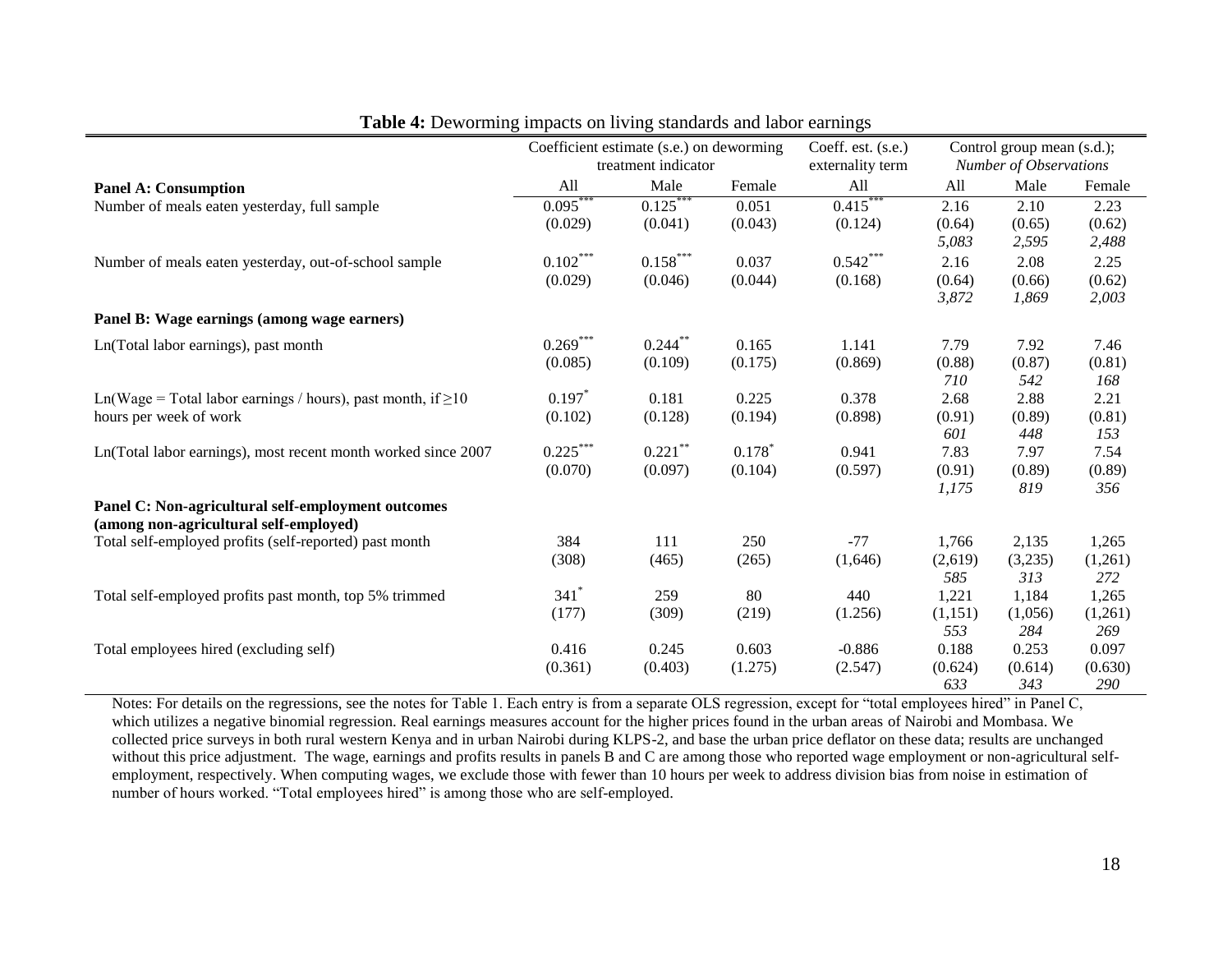**Table 4:** Deworming impacts on living standards and labor earnings

| | Coefficient estimate (s.e.) on deworming treatment indicator | | | Coeff. est. (s.e.) externality term | Control group mean (s.d.); *Number of Observations* | | |
|---|---|---|---|---|---|---|---|
| **Panel A: Consumption** | All | Male | Female | All | All | Male | Female |
| Number of meals eaten yesterday, full sample | 0.095*** | 0.125*** | 0.051 | 0.415*** | 2.16 | 2.10 | 2.23 |
| | (0.029) | (0.041) | (0.043) | (0.124) | (0.64) | (0.65) | (0.62) |
| | | | | | *5,083* | *2,595* | *2,488* |
| Number of meals eaten yesterday, out-of-school sample | 0.102*** | 0.158*** | 0.037 | 0.542*** | 2.16 | 2.08 | 2.25 |
| | (0.029) | (0.046) | (0.044) | (0.168) | (0.64) | (0.66) | (0.62) |
| | | | | | *3,872* | *1,869* | *2,003* |
| **Panel B: Wage earnings (among wage earners)** | | | | | | | |
| Ln(Total labor earnings), past month | 0.269*** | 0.244** | 0.165 | 1.141 | 7.79 | 7.92 | 7.46 |
| | (0.085) | (0.109) | (0.175) | (0.869) | (0.88) | (0.87) | (0.81) |
| | | | | | *710* | *542* | *168* |
| Ln(Wage = Total labor earnings / hours), past month, if ≥10 hours per week of work | 0.197* | 0.181 | 0.225 | 0.378 | 2.68 | 2.88 | 2.21 |
| | (0.102) | (0.128) | (0.194) | (0.898) | (0.91) | (0.89) | (0.81) |
| | | | | | *601* | *448* | *153* |
| Ln(Total labor earnings), most recent month worked since 2007 | 0.225*** | 0.221** | 0.178* | 0.941 | 7.83 | 7.97 | 7.54 |
| | (0.070) | (0.097) | (0.104) | (0.597) | (0.91) | (0.89) | (0.89) |
| | | | | | *1,175* | *819* | *356* |
| **Panel C: Non-agricultural self-employment outcomes (among non-agricultural self-employed)** | | | | | | | |
| Total self-employed profits (self-reported) past month | 384 | 111 | 250 | -77 | 1,766 | 2,135 | 1,265 |
| | (308) | (465) | (265) | (1,646) | (2,619) | (3,235) | (1,261) |
| | | | | | *585* | *313* | *272* |
| Total self-employed profits past month, top 5% trimmed | 341* | 259 | 80 | 440 | 1,221 | 1,184 | 1,265 |
| | (177) | (309) | (219) | (1.256) | (1,151) | (1,056) | (1,261) |
| | | | | | *553* | *284* | *269* |
| Total employees hired (excluding self) | 0.416 | 0.245 | 0.603 | -0.886 | 0.188 | 0.253 | 0.097 |
| | (0.361) | (0.403) | (1.275) | (2.547) | (0.624) | (0.614) | (0.630) |
| | | | | | *633* | *343* | *290* |

Notes: For details on the regressions, see the notes for Table 1. Each entry is from a separate OLS regression, except for "total employees hired" in Panel C, which utilizes a negative binomial regression. Real earnings measures account for the higher prices found in the urban areas of Nairobi and Mombasa. We collected price surveys in both rural western Kenya and in urban Nairobi during KLPS-2, and base the urban price deflator on these data; results are unchanged without this price adjustment. The wage, earnings and profits results in panels B and C are among those who reported wage employment or non-agricultural self-employment, respectively. When computing wages, we exclude those with fewer than 10 hours per week to address division bias from noise in estimation of number of hours worked. "Total employees hired" is among those who are self-employed.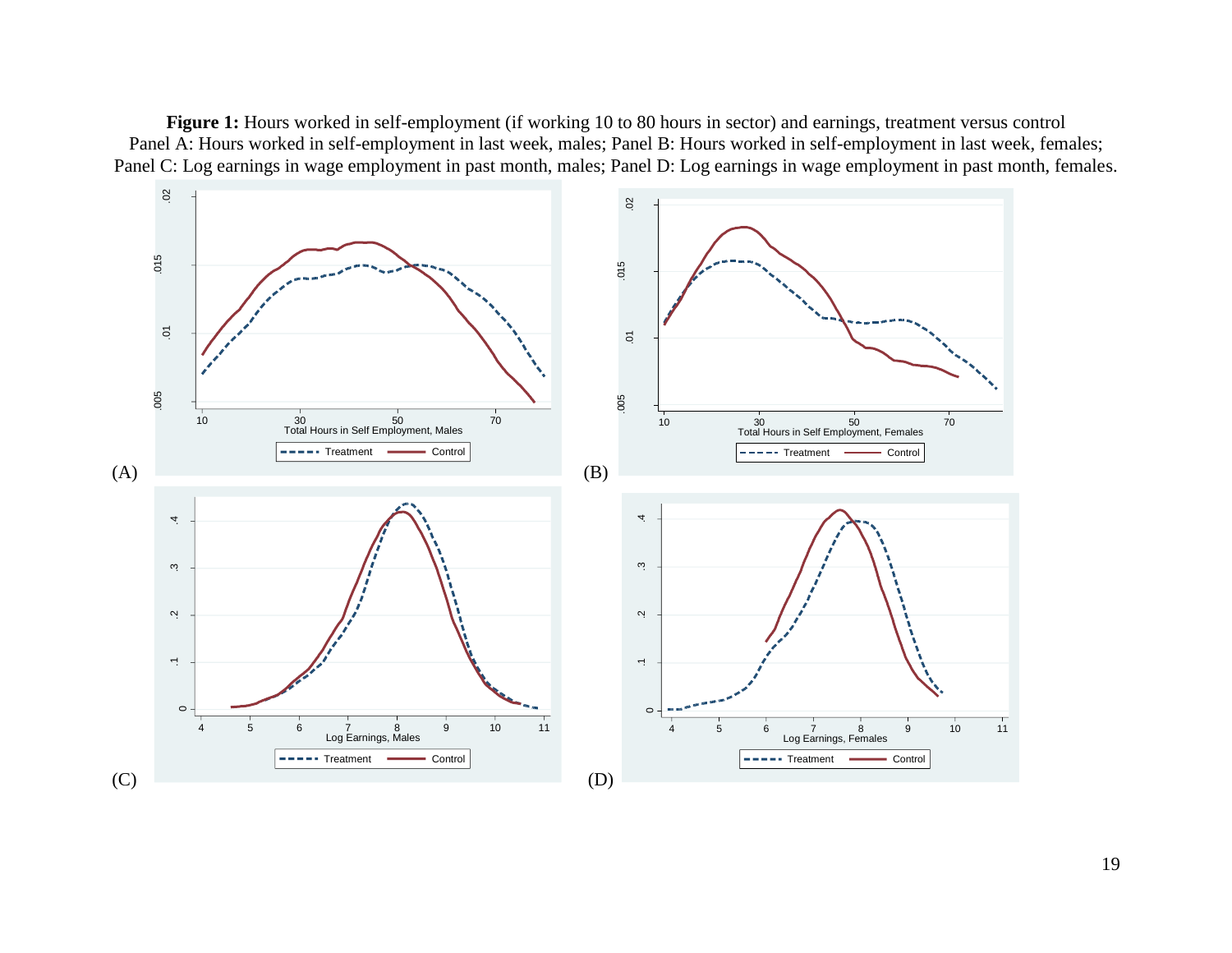**Figure 1:** Hours worked in self-employment (if working 10 to 80 hours in sector) and earnings, treatment versus control
Panel A: Hours worked in self-employment in last week, males; Panel B: Hours worked in self-employment in last week, females;
Panel C: Log earnings in wage employment in past month, males; Panel D: Log earnings in wage employment in past month, females.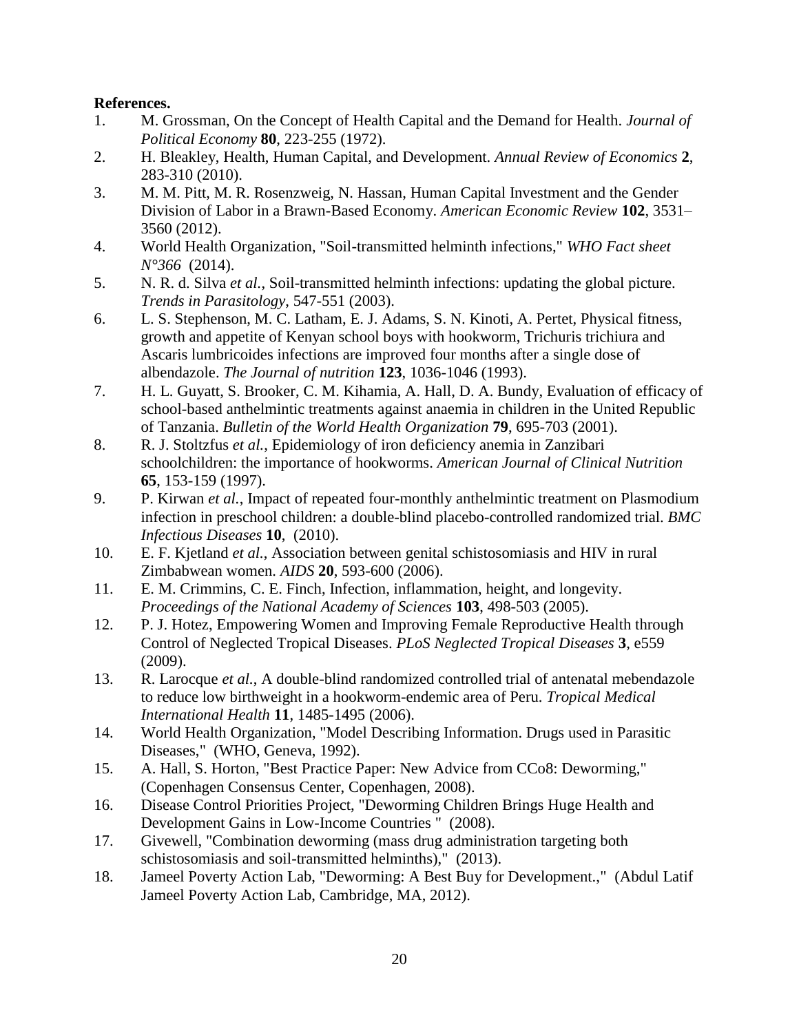**References.**

1. M. Grossman, On the Concept of Health Capital and the Demand for Health. *Journal of Political Economy* **80**, 223-255 (1972).
2. H. Bleakley, Health, Human Capital, and Development. *Annual Review of Economics* **2**, 283-310 (2010).
3. M. M. Pitt, M. R. Rosenzweig, N. Hassan, Human Capital Investment and the Gender Division of Labor in a Brawn-Based Economy. *American Economic Review* **102**, 3531–3560 (2012).
4. World Health Organization, "Soil-transmitted helminth infections," *WHO Fact sheet N°366* (2014).
5. N. R. d. Silva *et al.*, Soil-transmitted helminth infections: updating the global picture. *Trends in Parasitology*, 547-551 (2003).
6. L. S. Stephenson, M. C. Latham, E. J. Adams, S. N. Kinoti, A. Pertet, Physical fitness, growth and appetite of Kenyan school boys with hookworm, Trichuris trichiura and Ascaris lumbricoides infections are improved four months after a single dose of albendazole. *The Journal of nutrition* **123**, 1036-1046 (1993).
7. H. L. Guyatt, S. Brooker, C. M. Kihamia, A. Hall, D. A. Bundy, Evaluation of efficacy of school-based anthelmintic treatments against anaemia in children in the United Republic of Tanzania. *Bulletin of the World Health Organization* **79**, 695-703 (2001).
8. R. J. Stoltzfus *et al.*, Epidemiology of iron deficiency anemia in Zanzibari schoolchildren: the importance of hookworms. *American Journal of Clinical Nutrition* **65**, 153-159 (1997).
9. P. Kirwan *et al.*, Impact of repeated four-monthly anthelmintic treatment on Plasmodium infection in preschool children: a double-blind placebo-controlled randomized trial. *BMC Infectious Diseases* **10**, (2010).
10. E. F. Kjetland *et al.*, Association between genital schistosomiasis and HIV in rural Zimbabwean women. *AIDS* **20**, 593-600 (2006).
11. E. M. Crimmins, C. E. Finch, Infection, inflammation, height, and longevity. *Proceedings of the National Academy of Sciences* **103**, 498-503 (2005).
12. P. J. Hotez, Empowering Women and Improving Female Reproductive Health through Control of Neglected Tropical Diseases. *PLoS Neglected Tropical Diseases* **3**, e559 (2009).
13. R. Larocque *et al.*, A double-blind randomized controlled trial of antenatal mebendazole to reduce low birthweight in a hookworm-endemic area of Peru. *Tropical Medical International Health* **11**, 1485-1495 (2006).
14. World Health Organization, "Model Describing Information. Drugs used in Parasitic Diseases," (WHO, Geneva, 1992).
15. A. Hall, S. Horton, "Best Practice Paper: New Advice from CCo8: Deworming," (Copenhagen Consensus Center, Copenhagen, 2008).
16. Disease Control Priorities Project, "Deworming Children Brings Huge Health and Development Gains in Low-Income Countries " (2008).
17. Givewell, "Combination deworming (mass drug administration targeting both schistosomiasis and soil-transmitted helminths)," (2013).
18. Jameel Poverty Action Lab, "Deworming: A Best Buy for Development.," (Abdul Latif Jameel Poverty Action Lab, Cambridge, MA, 2012).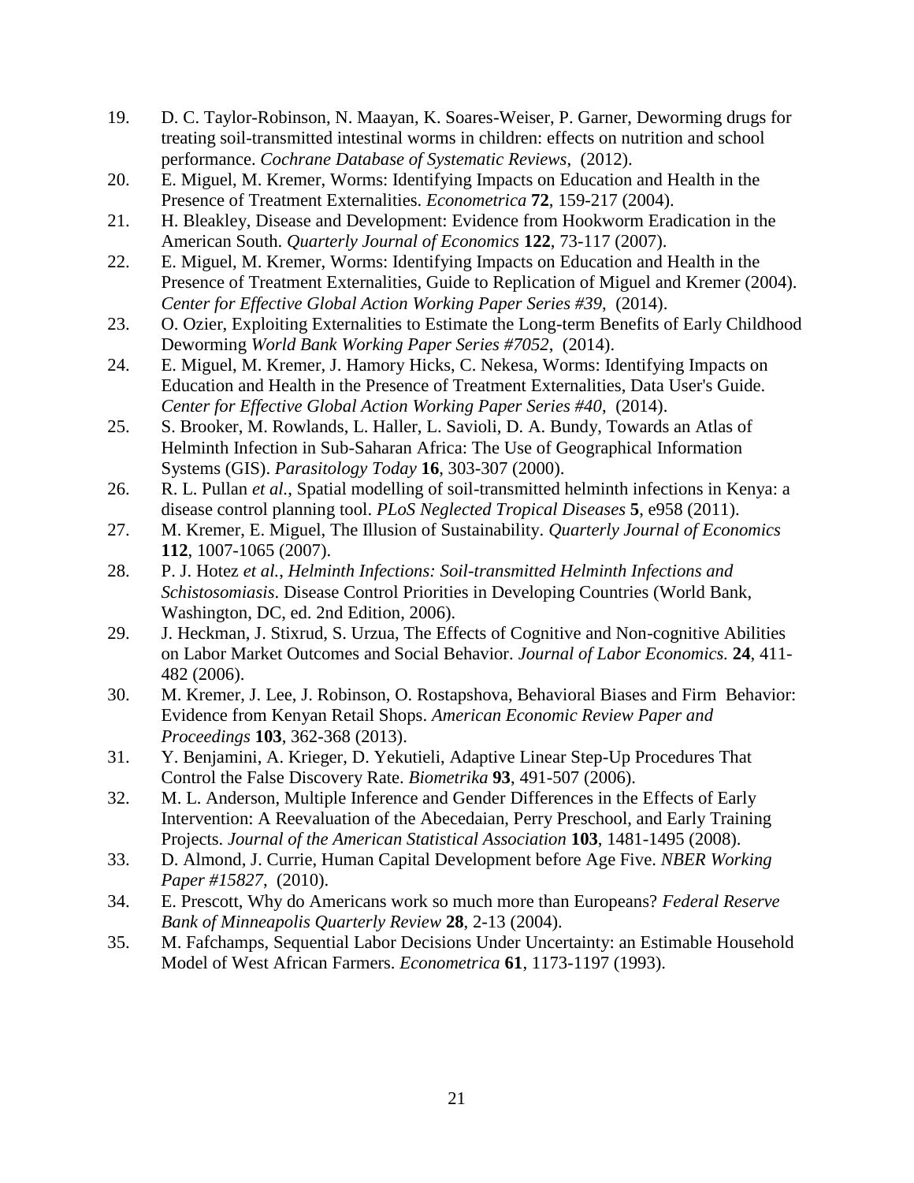19. D. C. Taylor-Robinson, N. Maayan, K. Soares-Weiser, P. Garner, Deworming drugs for treating soil-transmitted intestinal worms in children: effects on nutrition and school performance. *Cochrane Database of Systematic Reviews*, (2012).
20. E. Miguel, M. Kremer, Worms: Identifying Impacts on Education and Health in the Presence of Treatment Externalities. *Econometrica* **72**, 159-217 (2004).
21. H. Bleakley, Disease and Development: Evidence from Hookworm Eradication in the American South. *Quarterly Journal of Economics* **122**, 73-117 (2007).
22. E. Miguel, M. Kremer, Worms: Identifying Impacts on Education and Health in the Presence of Treatment Externalities, Guide to Replication of Miguel and Kremer (2004). *Center for Effective Global Action Working Paper Series #39*, (2014).
23. O. Ozier, Exploiting Externalities to Estimate the Long-term Benefits of Early Childhood Deworming *World Bank Working Paper Series #7052*, (2014).
24. E. Miguel, M. Kremer, J. Hamory Hicks, C. Nekesa, Worms: Identifying Impacts on Education and Health in the Presence of Treatment Externalities, Data User's Guide. *Center for Effective Global Action Working Paper Series #40*, (2014).
25. S. Brooker, M. Rowlands, L. Haller, L. Savioli, D. A. Bundy, Towards an Atlas of Helminth Infection in Sub-Saharan Africa: The Use of Geographical Information Systems (GIS). *Parasitology Today* **16**, 303-307 (2000).
26. R. L. Pullan *et al.*, Spatial modelling of soil-transmitted helminth infections in Kenya: a disease control planning tool. *PLoS Neglected Tropical Diseases* **5**, e958 (2011).
27. M. Kremer, E. Miguel, The Illusion of Sustainability. *Quarterly Journal of Economics* **112**, 1007-1065 (2007).
28. P. J. Hotez *et al.*, *Helminth Infections: Soil-transmitted Helminth Infections and Schistosomiasis*. Disease Control Priorities in Developing Countries (World Bank, Washington, DC, ed. 2nd Edition, 2006).
29. J. Heckman, J. Stixrud, S. Urzua, The Effects of Cognitive and Non-cognitive Abilities on Labor Market Outcomes and Social Behavior. *Journal of Labor Economics.* **24**, 411-482 (2006).
30. M. Kremer, J. Lee, J. Robinson, O. Rostapshova, Behavioral Biases and Firm Behavior: Evidence from Kenyan Retail Shops. *American Economic Review Paper and Proceedings* **103**, 362-368 (2013).
31. Y. Benjamini, A. Krieger, D. Yekutieli, Adaptive Linear Step-Up Procedures That Control the False Discovery Rate. *Biometrika* **93**, 491-507 (2006).
32. M. L. Anderson, Multiple Inference and Gender Differences in the Effects of Early Intervention: A Reevaluation of the Abecedaian, Perry Preschool, and Early Training Projects. *Journal of the American Statistical Association* **103**, 1481-1495 (2008).
33. D. Almond, J. Currie, Human Capital Development before Age Five. *NBER Working Paper #15827*, (2010).
34. E. Prescott, Why do Americans work so much more than Europeans? *Federal Reserve Bank of Minneapolis Quarterly Review* **28**, 2-13 (2004).
35. M. Fafchamps, Sequential Labor Decisions Under Uncertainty: an Estimable Household Model of West African Farmers. *Econometrica* **61**, 1173-1197 (1993).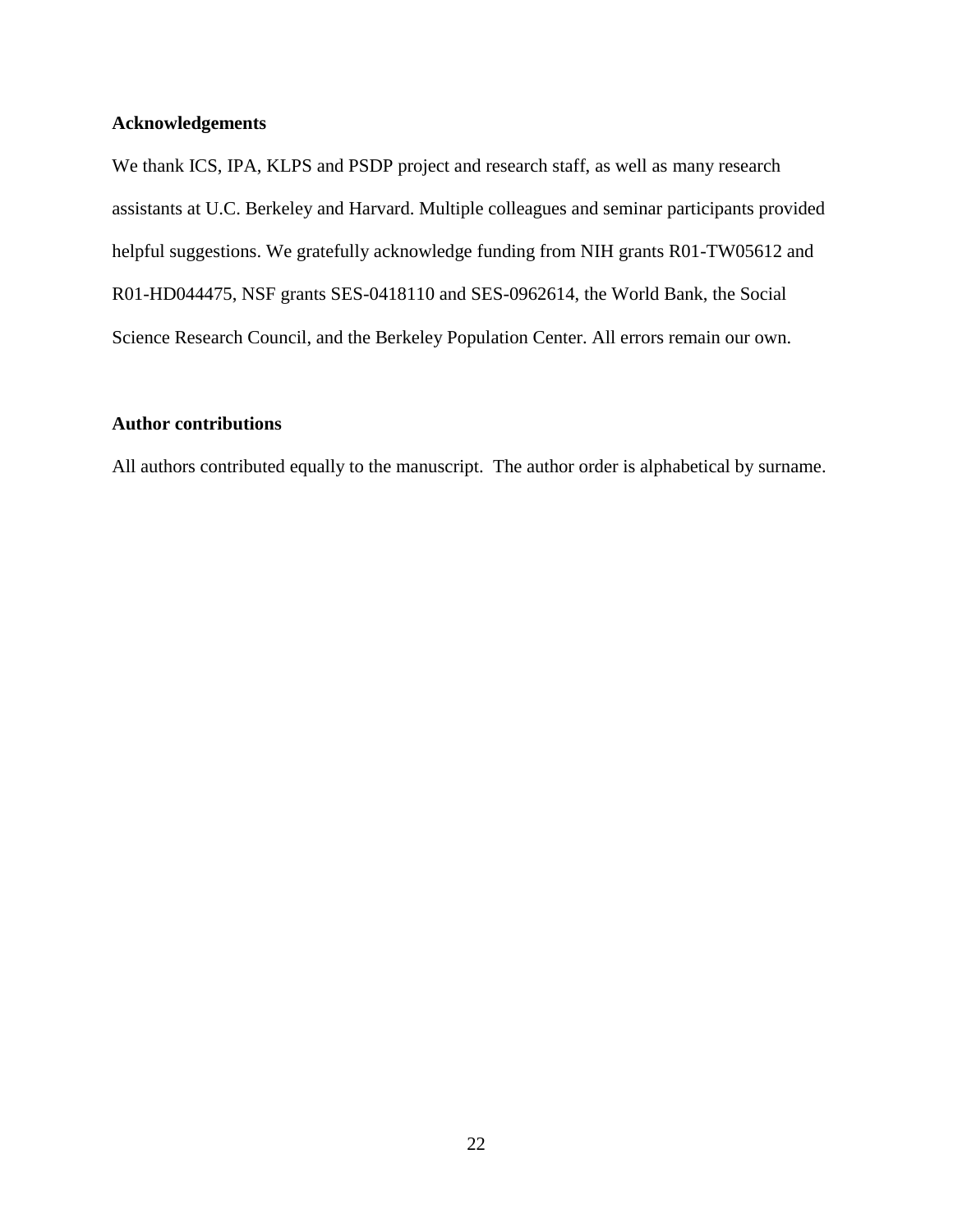**Acknowledgements**

We thank ICS, IPA, KLPS and PSDP project and research staff, as well as many research assistants at U.C. Berkeley and Harvard. Multiple colleagues and seminar participants provided helpful suggestions. We gratefully acknowledge funding from NIH grants R01-TW05612 and R01-HD044475, NSF grants SES-0418110 and SES-0962614, the World Bank, the Social Science Research Council, and the Berkeley Population Center. All errors remain our own.

**Author contributions**

All authors contributed equally to the manuscript. The author order is alphabetical by surname.